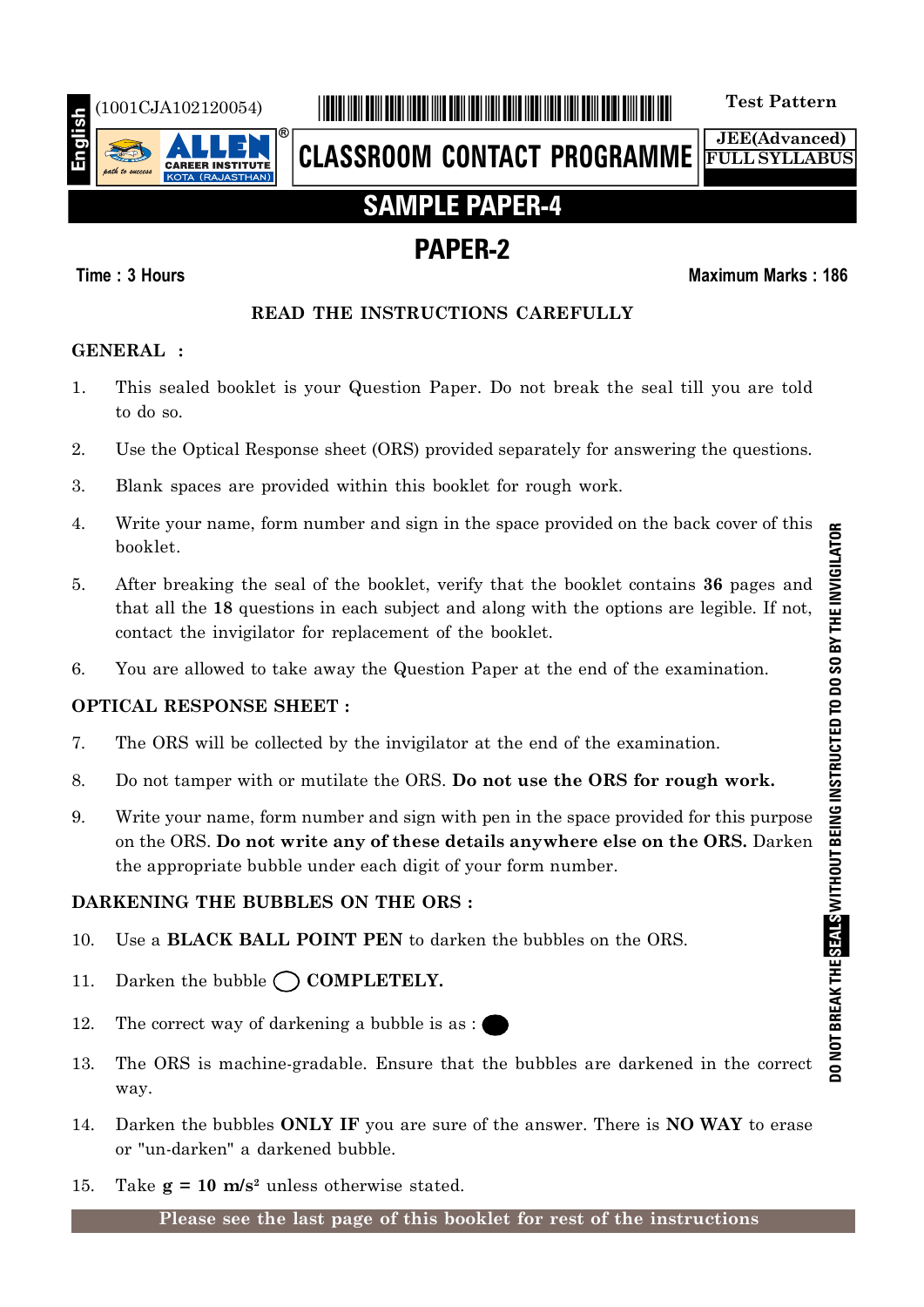English

(1001CJA102120054)

**Test Pattern**

**CLASSROOM CONTACT PROGRAMME**

**JEE(Advanced)**
**FULL SYLLABUS**

# SAMPLE PAPER-4

## PAPER-2

**Time : 3 Hours** **Maximum Marks : 186**

### READ THE INSTRUCTIONS CAREFULLY

**GENERAL :**

1. This sealed booklet is your Question Paper. Do not break the seal till you are told to do so.
2. Use the Optical Response sheet (ORS) provided separately for answering the questions.
3. Blank spaces are provided within this booklet for rough work.
4. Write your name, form number and sign in the space provided on the back cover of this booklet.
5. After breaking the seal of the booklet, verify that the booklet contains **36** pages and that all the **18** questions in each subject and along with the options are legible. If not, contact the invigilator for replacement of the booklet.
6. You are allowed to take away the Question Paper at the end of the examination.

**OPTICAL RESPONSE SHEET :**

7. The ORS will be collected by the invigilator at the end of the examination.
8. Do not tamper with or mutilate the ORS. **Do not use the ORS for rough work.**
9. Write your name, form number and sign with pen in the space provided for this purpose on the ORS. **Do not write any of these details anywhere else on the ORS.** Darken the appropriate bubble under each digit of your form number.

**DARKENING THE BUBBLES ON THE ORS :**

10. Use a **BLACK BALL POINT PEN** to darken the bubbles on the ORS.
11. Darken the bubble ◯ **COMPLETELY.**
12. The correct way of darkening a bubble is as : ⬤
13. The ORS is machine-gradable. Ensure that the bubbles are darkened in the correct way.
14. Darken the bubbles **ONLY IF** you are sure of the answer. There is **NO WAY** to erase or "un-darken" a darkened bubble.
15. Take **$g = 10$ m/s$^2$** unless otherwise stated.

**Please see the last page of this booklet for rest of the instructions**

DO NOT BREAK THE SEALS WITHOUT BEING INSTRUCTED TO DO SO BY THE INVIGILATOR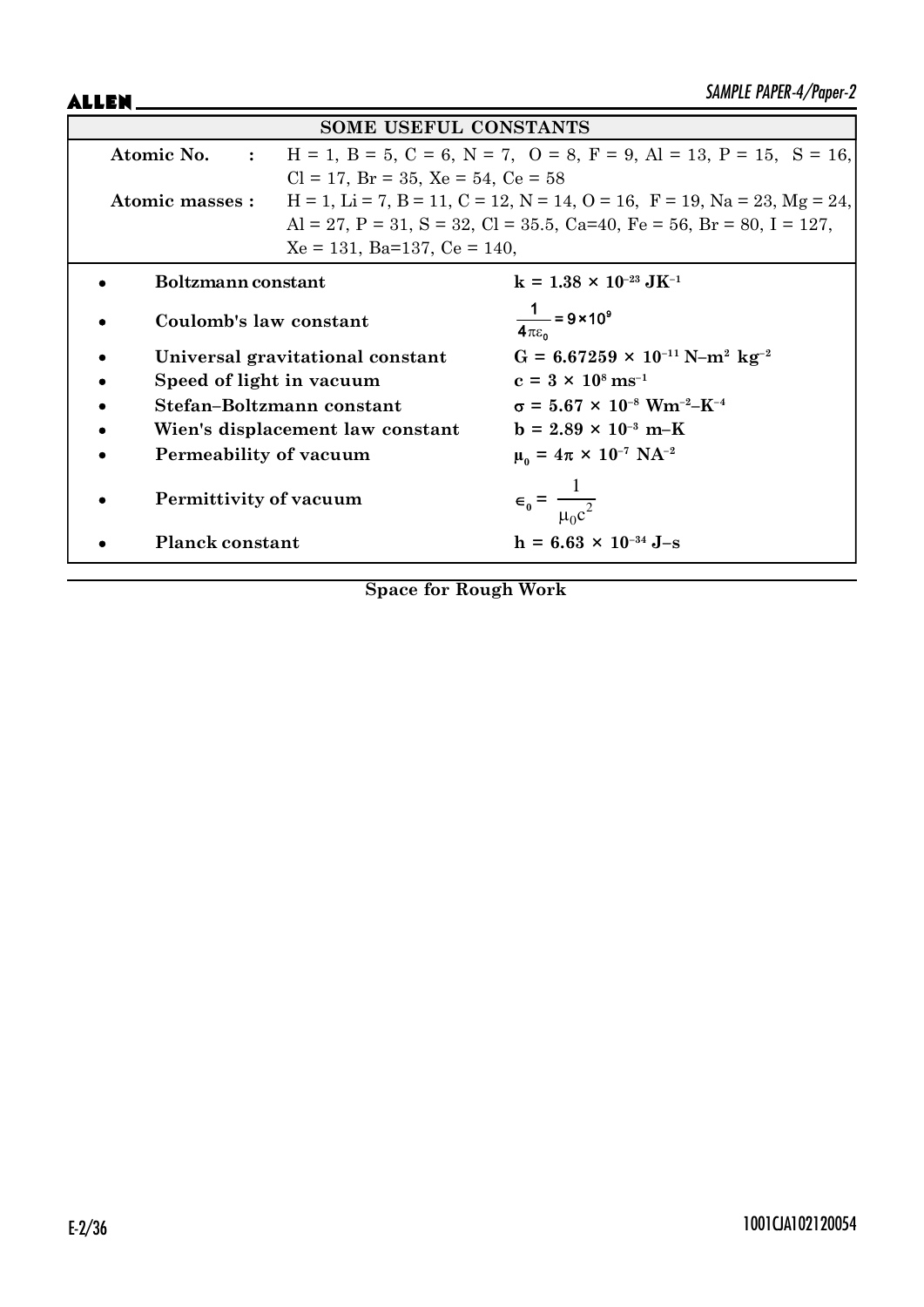## SOME USEFUL CONSTANTS

**Atomic No. :** H = 1, B = 5, C = 6, N = 7, O = 8, F = 9, Al = 13, P = 15, S = 16, Cl = 17, Br = 35, Xe = 54, Ce = 58

**Atomic masses :** H = 1, Li = 7, B = 11, C = 12, N = 14, O = 16, F = 19, Na = 23, Mg = 24, Al = 27, P = 31, S = 32, Cl = 35.5, Ca=40, Fe = 56, Br = 80, I = 127, Xe = 131, Ba=137, Ce = 140,

- **Boltzmann constant** — $k = 1.38 \times 10^{-23}\ JK^{-1}$
- **Coulomb's law constant** — $\frac{1}{4\pi\varepsilon_0} = 9 \times 10^9$
- **Universal gravitational constant** — $G = 6.67259 \times 10^{-11}\ N\text{–}m^2\ kg^{-2}$
- **Speed of light in vacuum** — $c = 3 \times 10^8\ ms^{-1}$
- **Stefan–Boltzmann constant** — $\sigma = 5.67 \times 10^{-8}\ Wm^{-2}\text{–}K^{-4}$
- **Wien's displacement law constant** — $b = 2.89 \times 10^{-3}\ m\text{–}K$
- **Permeability of vacuum** — $\mu_0 = 4\pi \times 10^{-7}\ NA^{-2}$
- **Permittivity of vacuum** — $\epsilon_0 = \frac{1}{\mu_0 c^2}$
- **Planck constant** — $h = 6.63 \times 10^{-34}\ J\text{–}s$

**Space for Rough Work**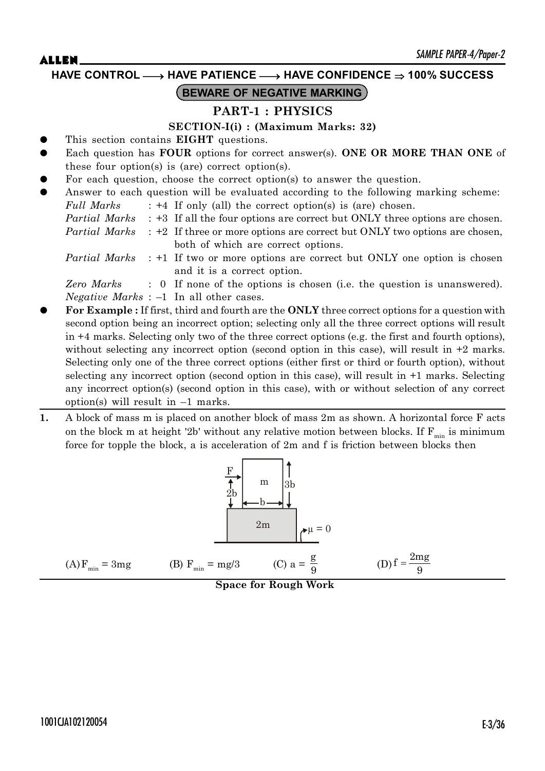HAVE CONTROL ⟶ HAVE PATIENCE ⟶ HAVE CONFIDENCE ⇒ 100% SUCCESS

**BEWARE OF NEGATIVE MARKING**

# PART-1 : PHYSICS

## SECTION-I(i) : (Maximum Marks: 32)

- This section contains **EIGHT** questions.
- Each question has **FOUR** options for correct answer(s). **ONE OR MORE THAN ONE** of these four option(s) is (are) correct option(s).
- For each question, choose the correct option(s) to answer the question.
- Answer to each question will be evaluated according to the following marking scheme:

  *Full Marks* : +4 If only (all) the correct option(s) is (are) chosen.

  *Partial Marks* : +3 If all the four options are correct but ONLY three options are chosen.

  *Partial Marks* : +2 If three or more options are correct but ONLY two options are chosen, both of which are correct options.

  *Partial Marks* : +1 If two or more options are correct but ONLY one option is chosen and it is a correct option.

  *Zero Marks* : 0 If none of the options is chosen (i.e. the question is unanswered).

  *Negative Marks* : –1 In all other cases.

- **For Example :** If first, third and fourth are the **ONLY** three correct options for a question with second option being an incorrect option; selecting only all the three correct options will result in +4 marks. Selecting only two of the three correct options (e.g. the first and fourth options), without selecting any incorrect option (second option in this case), will result in +2 marks. Selecting only one of the three correct options (either first or third or fourth option), without selecting any incorrect option (second option in this case), will result in +1 marks. Selecting any incorrect option(s) (second option in this case), with or without selection of any correct option(s) will result in –1 marks.

**1.** A block of mass m is placed on another block of mass 2m as shown. A horizontal force F acts on the block m at height '2b' without any relative motion between blocks. If $F_{min}$ is minimum force for topple the block, a is acceleration of 2m and f is friction between blocks then

(A) $F_{min} = 3mg$ (B) $F_{min} = mg/3$ (C) $a = \frac{g}{9}$ (D) $f = \frac{2mg}{9}$

**Space for Rough Work**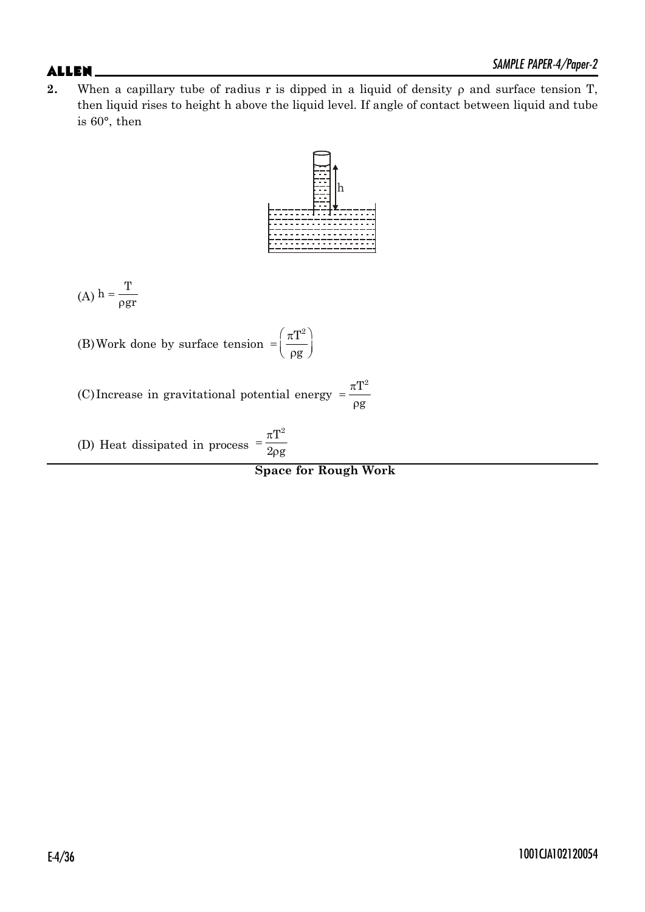**2.** When a capillary tube of radius r is dipped in a liquid of density $\rho$ and surface tension T, then liquid rises to height h above the liquid level. If angle of contact between liquid and tube is 60°, then

(A) $h = \dfrac{T}{\rho g r}$

(B) Work done by surface tension $= \left(\dfrac{\pi T^2}{\rho g}\right)$

(C) Increase in gravitational potential energy $= \dfrac{\pi T^2}{\rho g}$

(D) Heat dissipated in process $= \dfrac{\pi T^2}{2\rho g}$

**Space for Rough Work**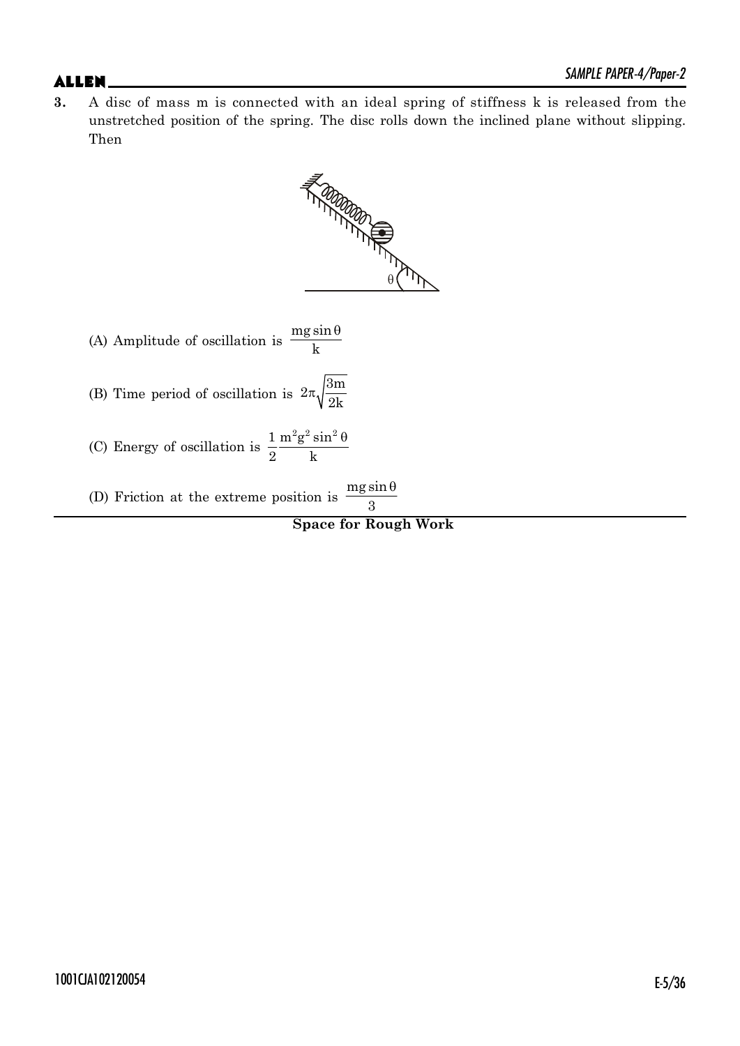**3.** A disc of mass m is connected with an ideal spring of stiffness k is released from the unstretched position of the spring. The disc rolls down the inclined plane without slipping. Then

(A) Amplitude of oscillation is $\frac{mg\sin\theta}{k}$

(B) Time period of oscillation is $2\pi\sqrt{\frac{3m}{2k}}$

(C) Energy of oscillation is $\frac{1}{2}\frac{m^2g^2\sin^2\theta}{k}$

(D) Friction at the extreme position is $\frac{mg\sin\theta}{3}$

**Space for Rough Work**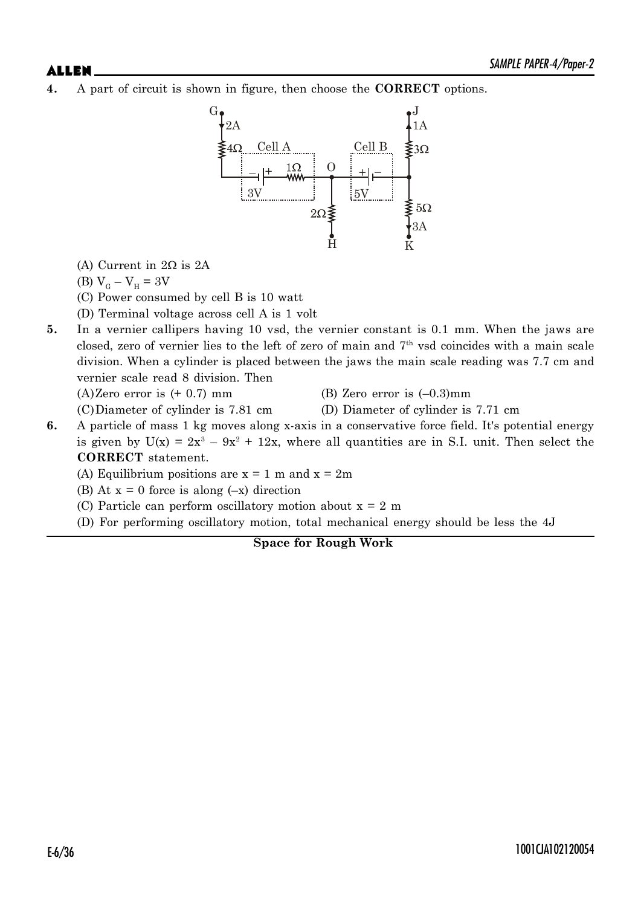**4.** A part of circuit is shown in figure, then choose the **CORRECT** options.

(A) Current in $2\Omega$ is 2A

(B) $V_G - V_H = 3V$

(C) Power consumed by cell B is 10 watt

(D) Terminal voltage across cell A is 1 volt

**5.** In a vernier callipers having 10 vsd, the vernier constant is 0.1 mm. When the jaws are closed, zero of vernier lies to the left of zero of main and $7^{th}$ vsd coincides with a main scale division. When a cylinder is placed between the jaws the main scale reading was 7.7 cm and vernier scale read 8 division. Then

(A) Zero error is (+ 0.7) mm

(B) Zero error is (–0.3)mm

(C) Diameter of cylinder is 7.81 cm

(D) Diameter of cylinder is 7.71 cm

**6.** A particle of mass 1 kg moves along x-axis in a conservative force field. It's potential energy is given by $U(x) = 2x^3 - 9x^2 + 12x$, where all quantities are in S.I. unit. Then select the **CORRECT** statement.

(A) Equilibrium positions are x = 1 m and x = 2m

(B) At x = 0 force is along (–x) direction

(C) Particle can perform oscillatory motion about x = 2 m

(D) For performing oscillatory motion, total mechanical energy should be less the 4J

**Space for Rough Work**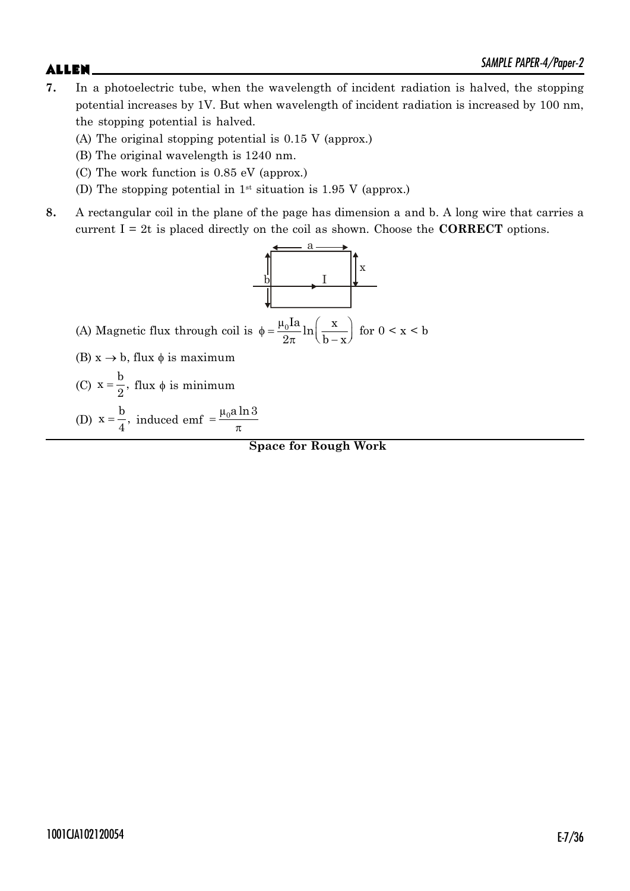7. In a photoelectric tube, when the wavelength of incident radiation is halved, the stopping potential increases by 1V. But when wavelength of incident radiation is increased by 100 nm, the stopping potential is halved.

   (A) The original stopping potential is 0.15 V (approx.)

   (B) The original wavelength is 1240 nm.

   (C) The work function is 0.85 eV (approx.)

   (D) The stopping potential in 1[st] situation is 1.95 V (approx.)

8. A rectangular coil in the plane of the page has dimension a and b. A long wire that carries a current $I = 2t$ is placed directly on the coil as shown. Choose the **CORRECT** options.

   (A) Magnetic flux through coil is $\phi = \frac{\mu_0 I a}{2\pi} \ln\left(\frac{x}{b-x}\right)$ for $0 < x < b$

   (B) $x \to b$, flux $\phi$ is maximum

   (C) $x = \frac{b}{2}$, flux $\phi$ is minimum

   (D) $x = \frac{b}{4}$, induced emf $= \frac{\mu_0 a \ln 3}{\pi}$

**Space for Rough Work**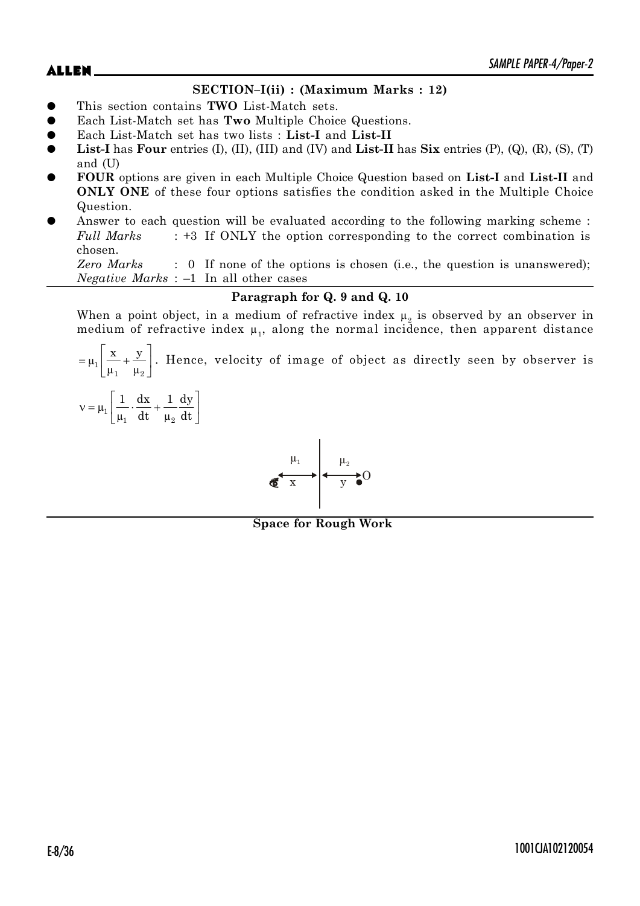## SECTION–I(ii) : (Maximum Marks : 12)

- This section contains **TWO** List-Match sets.
- Each List-Match set has **Two** Multiple Choice Questions.
- Each List-Match set has two lists : **List-I** and **List-II**
- **List-I** has **Four** entries (I), (II), (III) and (IV) and **List-II** has **Six** entries (P), (Q), (R), (S), (T) and (U)
- **FOUR** options are given in each Multiple Choice Question based on **List-I** and **List-II** and **ONLY ONE** of these four options satisfies the condition asked in the Multiple Choice Question.
- Answer to each question will be evaluated according to the following marking scheme :
  *Full Marks* : +3 If ONLY the option corresponding to the correct combination is chosen.
  *Zero Marks* : 0 If none of the options is chosen (i.e., the question is unanswered);
  *Negative Marks* : –1 In all other cases

### Paragraph for Q. 9 and Q. 10

When a point object, in a medium of refractive index $\mu_2$ is observed by an observer in medium of refractive index $\mu_1$, along the normal incidence, then apparent distance $= \mu_1\left[\frac{x}{\mu_1} + \frac{y}{\mu_2}\right]$. Hence, velocity of image of object as directly seen by observer is

$$v = \mu_1\left[\frac{1}{\mu_1}\cdot\frac{dx}{dt} + \frac{1}{\mu_2}\frac{dy}{dt}\right]$$

$\mu_1$ | $\mu_2$

x | y O

**Space for Rough Work**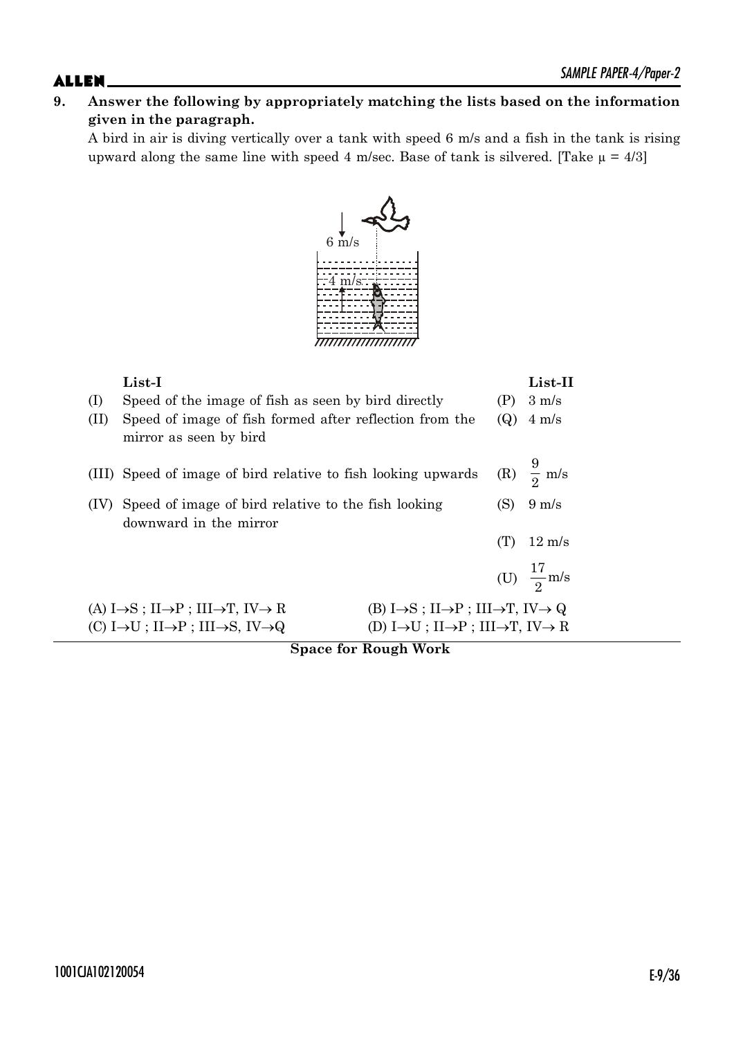**9. Answer the following by appropriately matching the lists based on the information given in the paragraph.**

A bird in air is diving vertically over a tank with speed 6 m/s and a fish in the tank is rising upward along the same line with speed 4 m/sec. Base of tank is silvered. [Take $\mu = 4/3$]

| | **List-I** | | **List-II** |
|---|---|---|---|
| (I) | Speed of the image of fish as seen by bird directly | (P) | 3 m/s |
| (II) | Speed of image of fish formed after reflection from the mirror as seen by bird | (Q) | 4 m/s |
| (III) | Speed of image of bird relative to fish looking upwards | (R) | $\frac{9}{2}$ m/s |
| (IV) | Speed of image of bird relative to the fish looking downward in the mirror | (S) | 9 m/s |
| | | (T) | 12 m/s |
| | | (U) | $\frac{17}{2}$ m/s |

(A) I→S ; II→P ; III→T, IV→ R

(B) I→S ; II→P ; III→T, IV→ Q

(C) I→U ; II→P ; III→S, IV→Q

(D) I→U ; II→P ; III→T, IV→ R

**Space for Rough Work**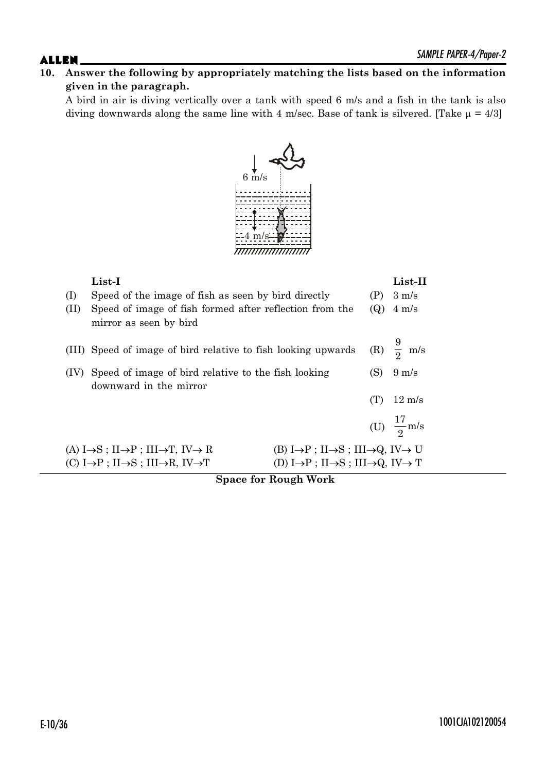**10. Answer the following by appropriately matching the lists based on the information given in the paragraph.**

A bird in air is diving vertically over a tank with speed 6 m/s and a fish in the tank is also diving downwards along the same line with 4 m/sec. Base of tank is silvered. [Take $\mu = 4/3$]

| | **List-I** | | **List-II** |
|---|---|---|---|
| (I) | Speed of the image of fish as seen by bird directly | (P) | 3 m/s |
| (II) | Speed of image of fish formed after reflection from the mirror as seen by bird | (Q) | 4 m/s |
| (III) | Speed of image of bird relative to fish looking upwards | (R) | $\frac{9}{2}$ m/s |
| (IV) | Speed of image of bird relative to the fish looking downward in the mirror | (S) | 9 m/s |
| | | (T) | 12 m/s |
| | | (U) | $\frac{17}{2}$ m/s |

(A) I→S ; II→P ; III→T, IV→ R

(B) I→P ; II→S ; III→Q, IV→ U

(C) I→P ; II→S ; III→R, IV→T

(D) I→P ; II→S ; III→Q, IV→ T

**Space for Rough Work**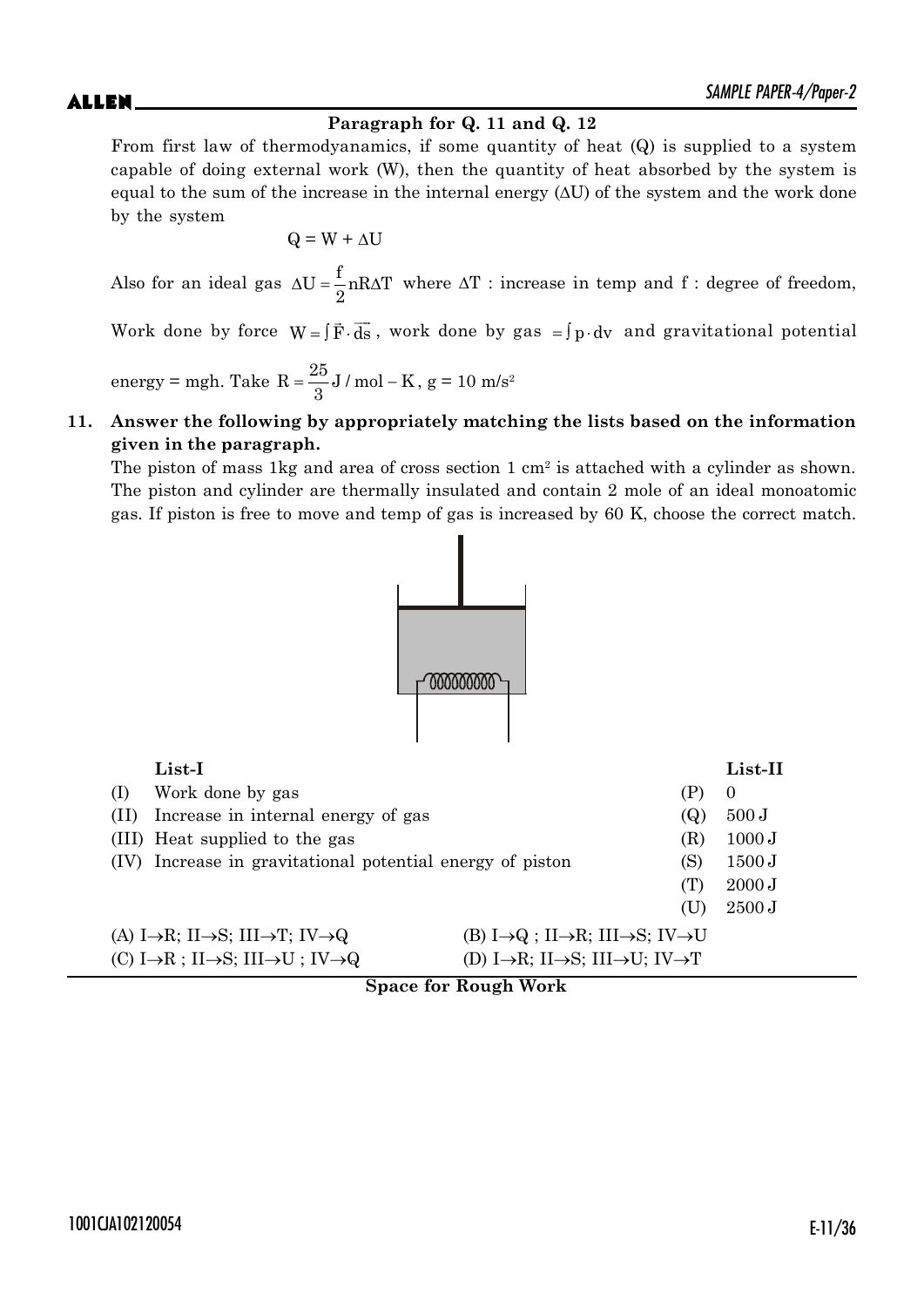**Paragraph for Q. 11 and Q. 12**

From first law of thermodyanamics, if some quantity of heat (Q) is supplied to a system capable of doing external work (W), then the quantity of heat absorbed by the system is equal to the sum of the increase in the internal energy ($\Delta U$) of the system and the work done by the system

$$Q = W + \Delta U$$

Also for an ideal gas $\Delta U = \frac{f}{2} nR\Delta T$ where $\Delta T$ : increase in temp and f : degree of freedom,

Work done by force $W = \int \vec{F} \cdot \vec{ds}$, work done by gas $= \int p \cdot dv$ and gravitational potential energy = mgh. Take $R = \frac{25}{3}$ J / mol – K, g = 10 m/s$^2$

**11. Answer the following by appropriately matching the lists based on the information given in the paragraph.**

The piston of mass 1kg and area of cross section 1 cm$^2$ is attached with a cylinder as shown. The piston and cylinder are thermally insulated and contain 2 mole of an ideal monoatomic gas. If piston is free to move and temp of gas is increased by 60 K, choose the correct match.

| | List-I | | List-II |
|---|---|---|---|
| (I) | Work done by gas | (P) | 0 |
| (II) | Increase in internal energy of gas | (Q) | 500 J |
| (III) | Heat supplied to the gas | (R) | 1000 J |
| (IV) | Increase in gravitational potential energy of piston | (S) | 1500 J |
| | | (T) | 2000 J |
| | | (U) | 2500 J |

(A) I→R; II→S; III→T; IV→Q

(B) I→Q ; II→R; III→S; IV→U

(C) I→R ; II→S; III→U ; IV→Q

(D) I→R; II→S; III→U; IV→T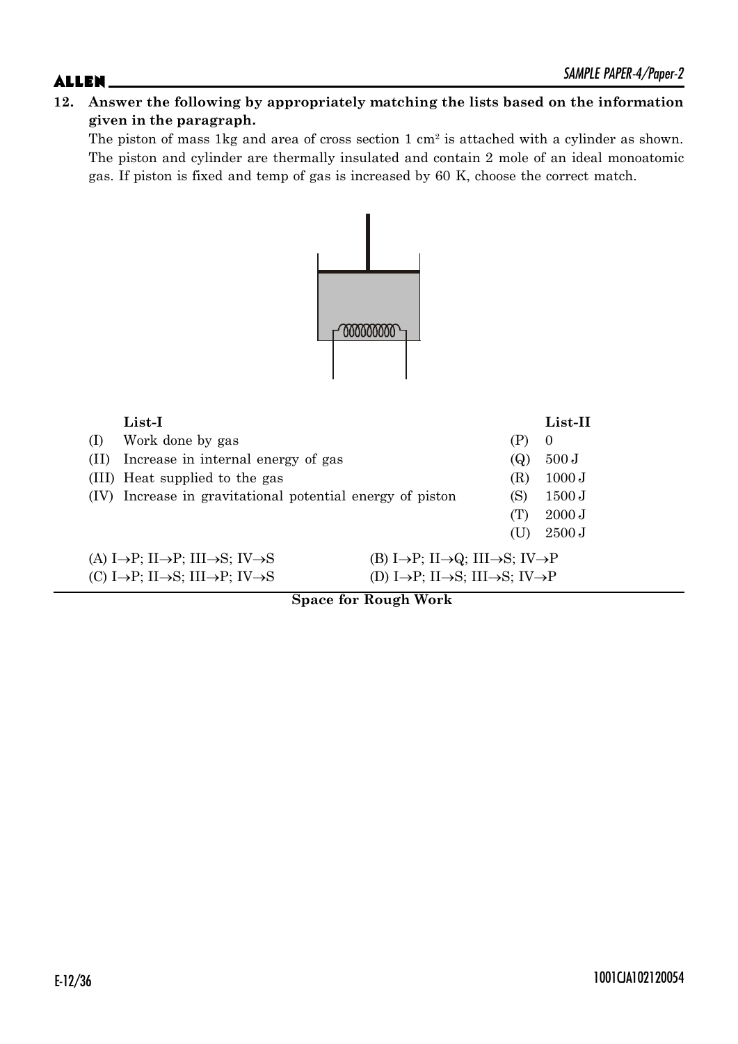**12. Answer the following by appropriately matching the lists based on the information given in the paragraph.**

The piston of mass 1kg and area of cross section 1 $cm^2$ is attached with a cylinder as shown. The piston and cylinder are thermally insulated and contain 2 mole of an ideal monoatomic gas. If piston is fixed and temp of gas is increased by 60 K, choose the correct match.

| | **List-I** | | **List-II** |
|---|---|---|---|
| (I) | Work done by gas | (P) | 0 |
| (II) | Increase in internal energy of gas | (Q) | 500 J |
| (III) | Heat supplied to the gas | (R) | 1000 J |
| (IV) | Increase in gravitational potential energy of piston | (S) | 1500 J |
| | | (T) | 2000 J |
| | | (U) | 2500 J |

(A) I→P; II→P; III→S; IV→S

(B) I→P; II→Q; III→S; IV→P

(C) I→P; II→S; III→P; IV→S

(D) I→P; II→S; III→S; IV→P

**Space for Rough Work**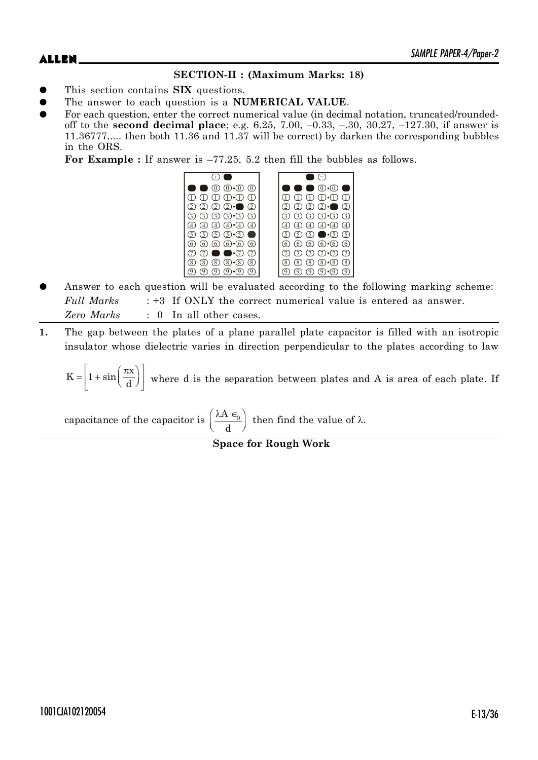## SECTION-II : (Maximum Marks: 18)

- This section contains **SIX** questions.
- The answer to each question is a **NUMERICAL VALUE**.
- For each question, enter the correct numerical value (in decimal notation, truncated/rounded-off to the **second decimal place**; e.g. 6.25, 7.00, –0.33, –.30, 30.27, –127.30, if answer is 11.36777..... then both 11.36 and 11.37 will be correct) by darken the corresponding bubbles in the ORS.

  **For Example :** If answer is –77.25, 5.2 then fill the bubbles as follows.

- Answer to each question will be evaluated according to the following marking scheme:

  *Full Marks* : +3 If ONLY the correct numerical value is entered as answer.

  *Zero Marks* : 0 In all other cases.

**1.** The gap between the plates of a plane parallel plate capacitor is filled with an isotropic insulator whose dielectric varies in direction perpendicular to the plates according to law $K = \left[1 + \sin\left(\frac{\pi x}{d}\right)\right]$ where d is the separation between plates and A is area of each plate. If capacitance of the capacitor is $\left(\frac{\lambda A \in_0}{d}\right)$ then find the value of $\lambda$.

**Space for Rough Work**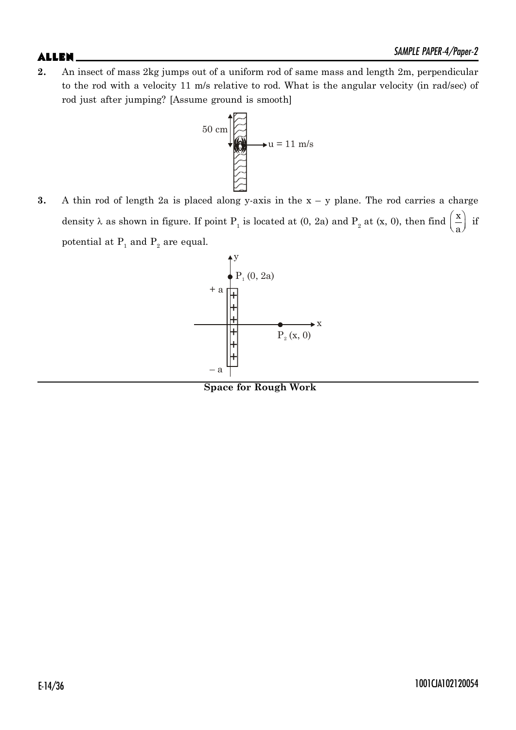**2.** An insect of mass 2kg jumps out of a uniform rod of same mass and length 2m, perpendicular to the rod with a velocity 11 m/s relative to rod. What is the angular velocity (in rad/sec) of rod just after jumping? [Assume ground is smooth]

**3.** A thin rod of length 2a is placed along y-axis in the x – y plane. The rod carries a charge density $\lambda$ as shown in figure. If point $P_1$ is located at (0, 2a) and $P_2$ at (x, 0), then find $\left(\frac{x}{a}\right)$ if potential at $P_1$ and $P_2$ are equal.

**Space for Rough Work**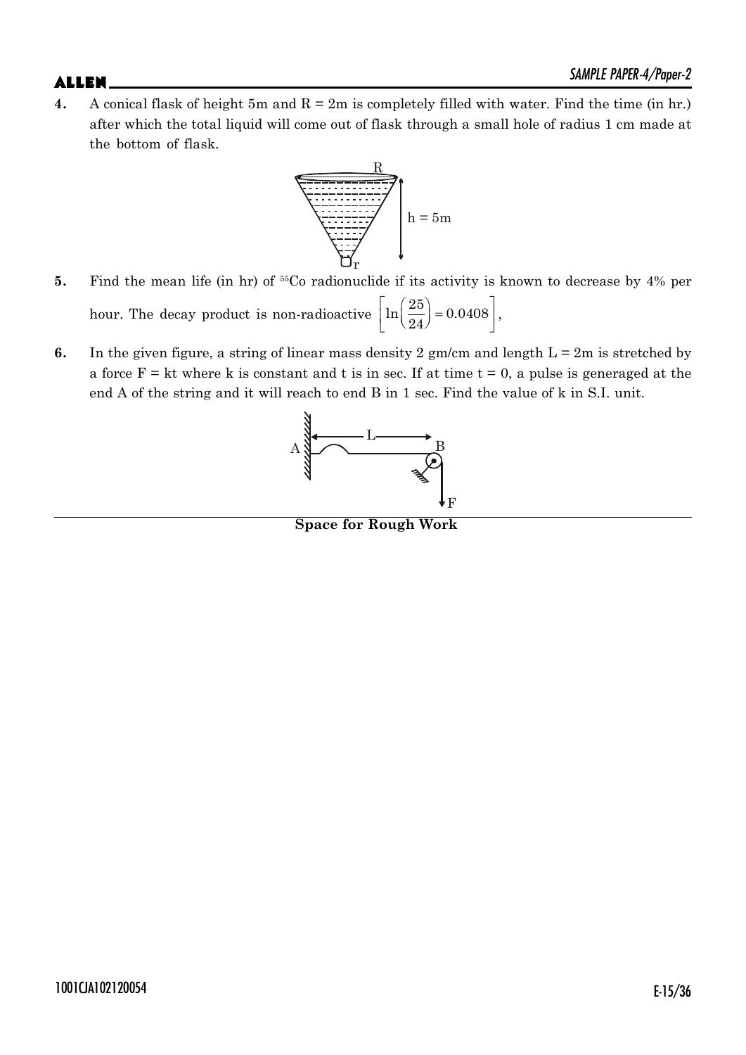**4.** A conical flask of height 5m and R = 2m is completely filled with water. Find the time (in hr.) after which the total liquid will come out of flask through a small hole of radius 1 cm made at the bottom of flask.

**5.** Find the mean life (in hr) of $^{55}Co$ radionuclide if its activity is known to decrease by 4% per hour. The decay product is non-radioactive $\left[\ln\left(\frac{25}{24}\right) = 0.0408\right]$,

**6.** In the given figure, a string of linear mass density 2 gm/cm and length L = 2m is stretched by a force F = kt where k is constant and t is in sec. If at time t = 0, a pulse is generaged at the end A of the string and it will reach to end B in 1 sec. Find the value of k in S.I. unit.

**Space for Rough Work**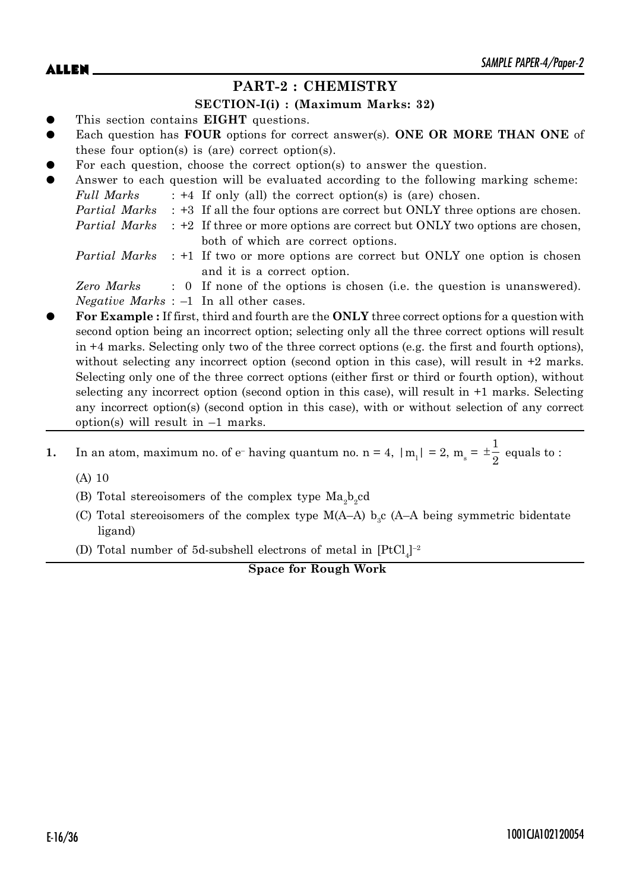## PART-2 : CHEMISTRY

### SECTION-I(i) : (Maximum Marks: 32)

- This section contains **EIGHT** questions.
- Each question has **FOUR** options for correct answer(s). **ONE OR MORE THAN ONE** of these four option(s) is (are) correct option(s).
- For each question, choose the correct option(s) to answer the question.
- Answer to each question will be evaluated according to the following marking scheme:

  *Full Marks* : +4 If only (all) the correct option(s) is (are) chosen.

  *Partial Marks* : +3 If all the four options are correct but ONLY three options are chosen.

  *Partial Marks* : +2 If three or more options are correct but ONLY two options are chosen, both of which are correct options.

  *Partial Marks* : +1 If two or more options are correct but ONLY one option is chosen and it is a correct option.

  *Zero Marks* : 0 If none of the options is chosen (i.e. the question is unanswered).

  *Negative Marks* : –1 In all other cases.
- **For Example :** If first, third and fourth are the **ONLY** three correct options for a question with second option being an incorrect option; selecting only all the three correct options will result in +4 marks. Selecting only two of the three correct options (e.g. the first and fourth options), without selecting any incorrect option (second option in this case), will result in +2 marks. Selecting only one of the three correct options (either first or third or fourth option), without selecting any incorrect option (second option in this case), will result in +1 marks. Selecting any incorrect option(s) (second option in this case), with or without selection of any correct option(s) will result in –1 marks.

---

**1.** In an atom, maximum no. of $e^-$ having quantum no. $n = 4$, $|m_l| = 2$, $m_s = \pm\frac{1}{2}$ equals to :

(A) 10

(B) Total stereoisomers of the complex type $Ma_2b_2cd$

(C) Total stereoisomers of the complex type $M(A\text{–}A)\ b_3c$ (A–A being symmetric bidentate ligand)

(D) Total number of 5d-subshell electrons of metal in $[PtCl_4]^{-2}$

**Space for Rough Work**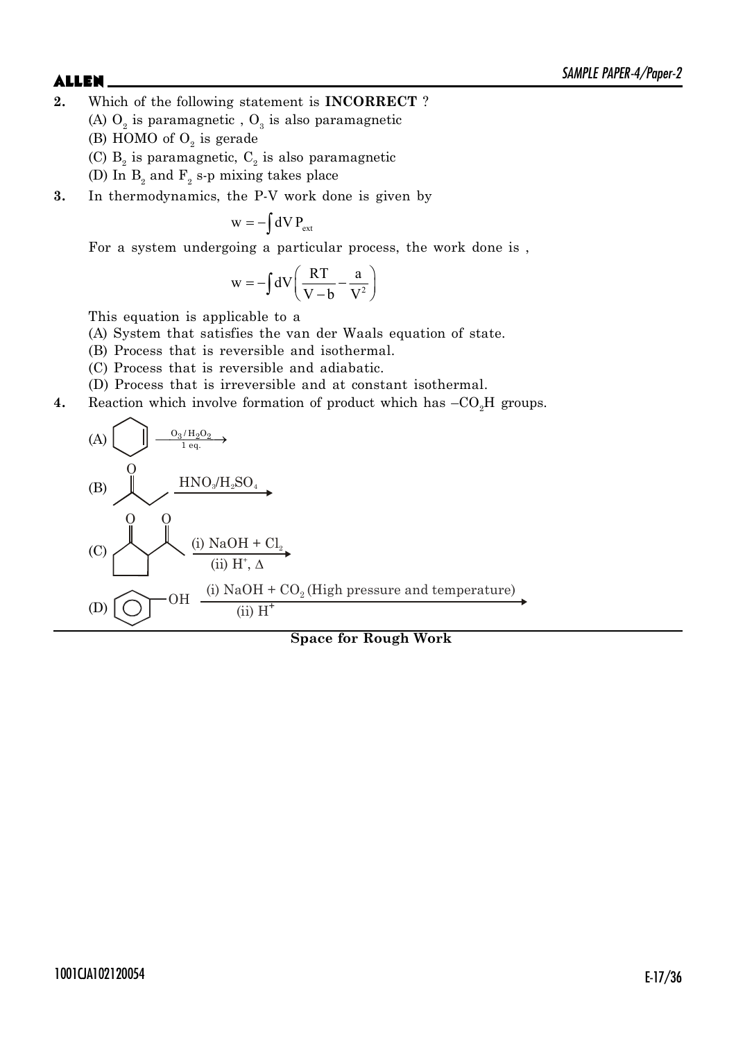**2.** Which of the following statement is **INCORRECT** ?

(A) $O_2$ is paramagnetic , $O_3$ is also paramagnetic

(B) HOMO of $O_2$ is gerade

(C) $B_2$ is paramagnetic, $C_2$ is also paramagnetic

(D) In $B_2$ and $F_2$ s-p mixing takes place

**3.** In thermodynamics, the P-V work done is given by

$$w = -\int dV\, P_{ext}$$

For a system undergoing a particular process, the work done is ,

$$w = -\int dV\left(\frac{RT}{V-b} - \frac{a}{V^2}\right)$$

This equation is applicable to a

(A) System that satisfies the van der Waals equation of state.

(B) Process that is reversible and isothermal.

(C) Process that is reversible and adiabatic.

(D) Process that is irreversible and at constant isothermal.

**4.** Reaction which involve formation of product which has $-CO_2H$ groups.

(A) Cyclohexene $\xrightarrow[\text{1 eq.}]{O_3/H_2O_2}$

(B) Butan-2-one $\xrightarrow{HNO_3/H_2SO_4}$

(C) 2-Acetylcyclopentanone $\xrightarrow[\text{(ii) } H^+,\ \Delta]{\text{(i) NaOH + } Cl_2}$

(D) Phenol (C₆H₅–OH) $\xrightarrow[\text{(ii) } H^+]{\text{(i) NaOH + } CO_2 \text{ (High pressure and temperature)}}$

**Space for Rough Work**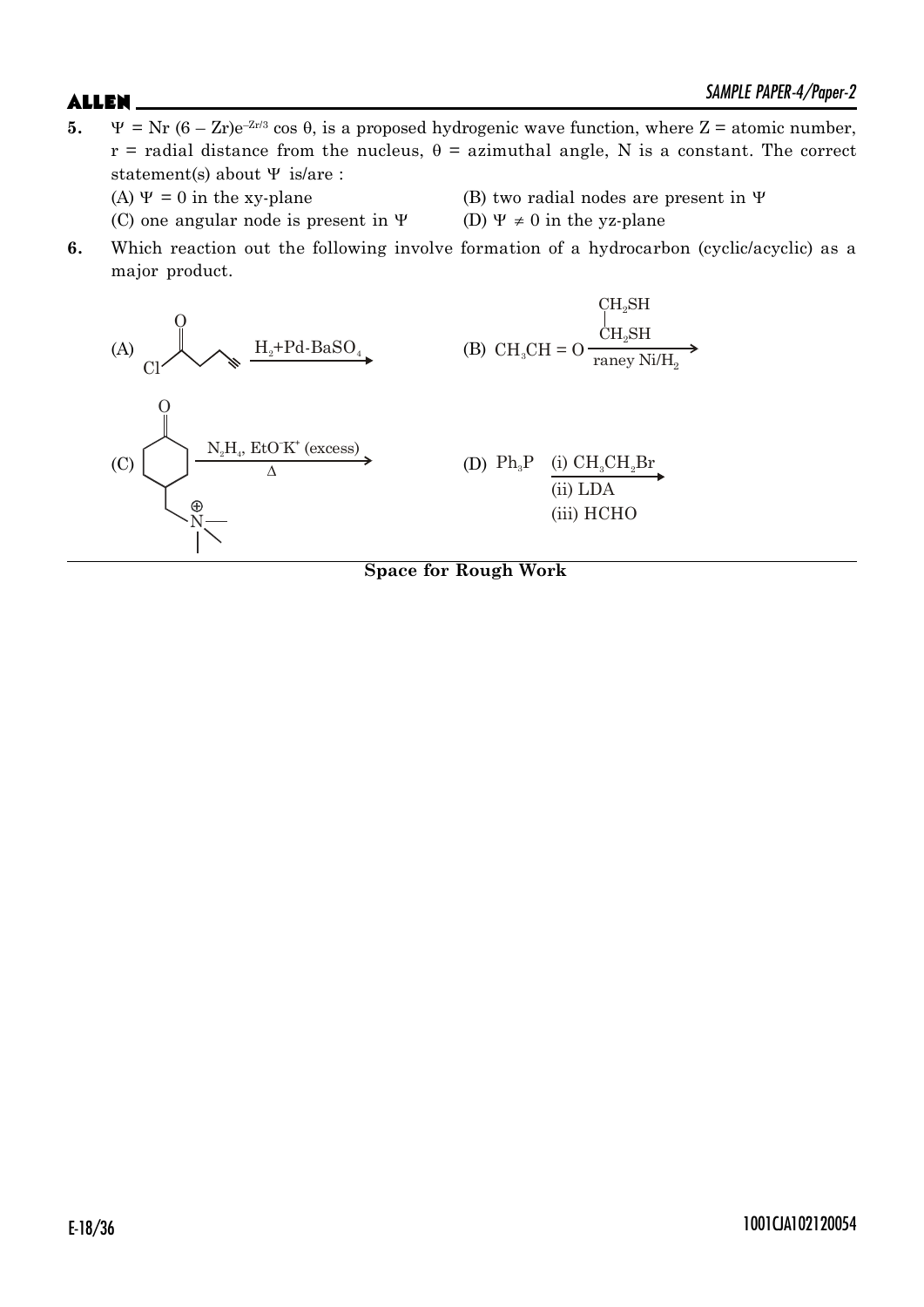**5.** $\Psi = Nr\,(6 - Zr)e^{-Zr/3}\cos\theta$, is a proposed hydrogenic wave function, where Z = atomic number, r = radial distance from the nucleus, $\theta$ = azimuthal angle, N is a constant. The correct statement(s) about $\Psi$ is/are :

(A) $\Psi = 0$ in the xy-plane

(B) two radial nodes are present in $\Psi$

(C) one angular node is present in $\Psi$

(D) $\Psi \neq 0$ in the yz-plane

**6.** Which reaction out the following involve formation of a hydrocarbon (cyclic/acyclic) as a major product.

(A) $Cl-C(=O)-CH_2-CH_2-C\equiv CH \xrightarrow{H_2 + Pd\text{-}BaSO_4}$

(B) $CH_3CH=O \xrightarrow[\text{raney Ni}/H_2]{\substack{CH_2SH \\ | \\ CH_2SH}}$

(C) 4-($CH_2\overset{\oplus}{N}(CH_3)_3$)-cyclohexanone $\xrightarrow[\Delta]{N_2H_4,\ EtO^-K^+ \text{ (excess)}}$

(D) $Ph_3P \xrightarrow[\text{(iii) HCHO}]{\text{(i) } CH_3CH_2Br \quad \text{(ii) LDA}}$

**Space for Rough Work**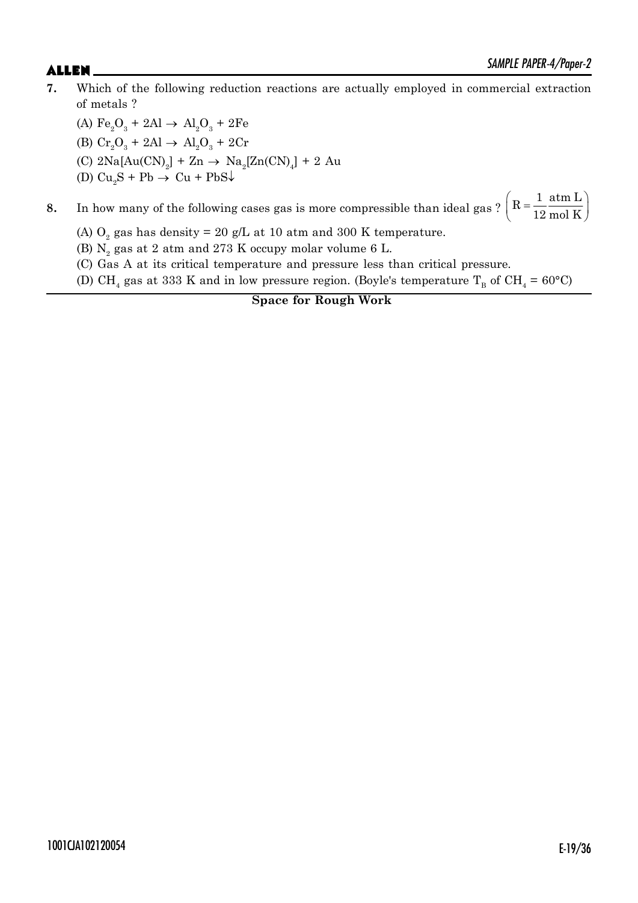**7.** Which of the following reduction reactions are actually employed in commercial extraction of metals ?

(A) $Fe_2O_3 + 2Al \rightarrow Al_2O_3 + 2Fe$

(B) $Cr_2O_3 + 2Al \rightarrow Al_2O_3 + 2Cr$

(C) $2Na[Au(CN)_2] + Zn \rightarrow Na_2[Zn(CN)_4] + 2\ Au$

(D) $Cu_2S + Pb \rightarrow Cu + PbS\downarrow$

**8.** In how many of the following cases gas is more compressible than ideal gas ? $\left(R = \frac{1}{12}\frac{\text{atm L}}{\text{mol K}}\right)$

(A) $O_2$ gas has density = 20 g/L at 10 atm and 300 K temperature.

(B) $N_2$ gas at 2 atm and 273 K occupy molar volume 6 L.

(C) Gas A at its critical temperature and pressure less than critical pressure.

(D) $CH_4$ gas at 333 K and in low pressure region. (Boyle's temperature $T_B$ of $CH_4$ = 60°C)

**Space for Rough Work**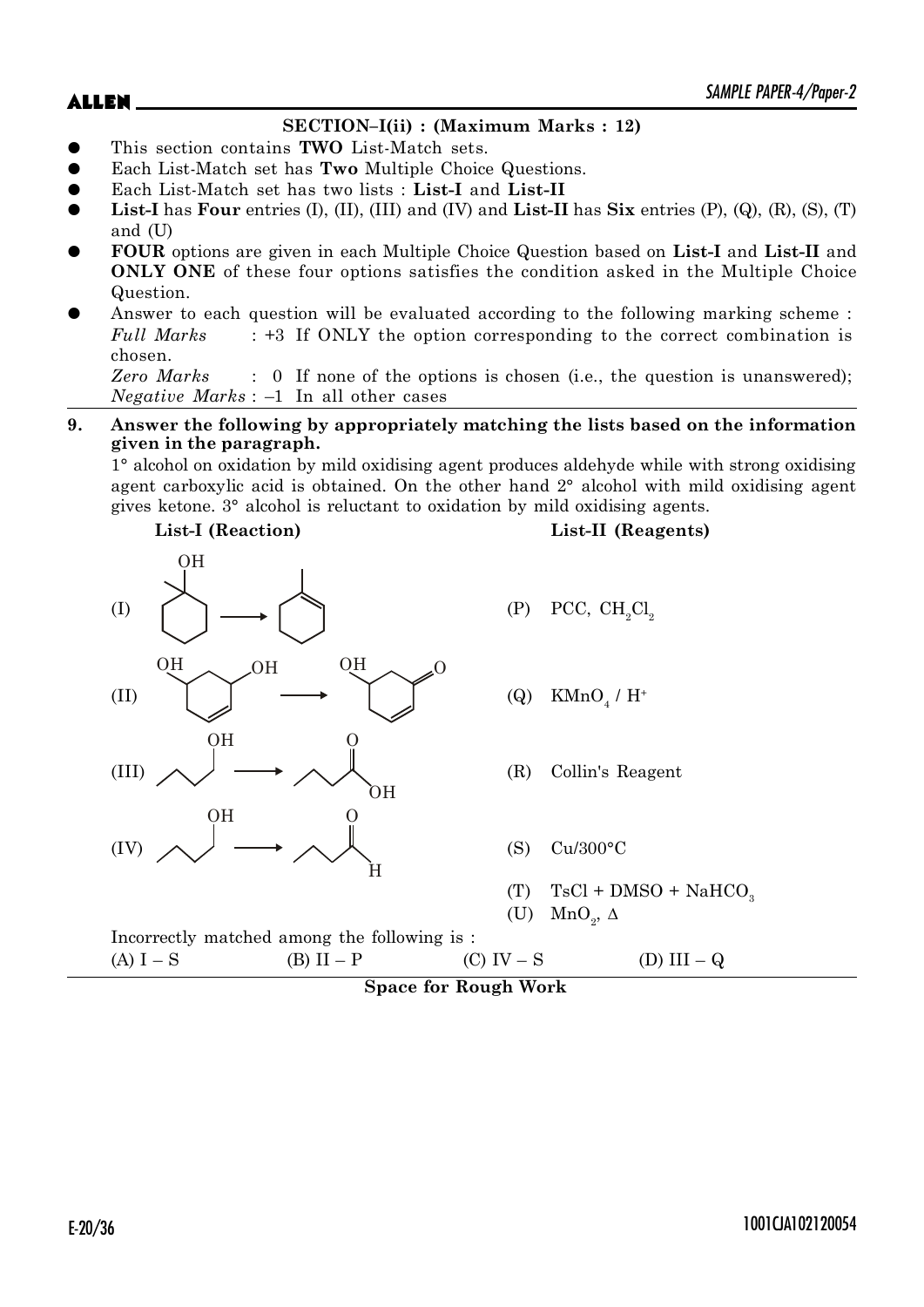## SECTION–I(ii) : (Maximum Marks : 12)

- This section contains **TWO** List-Match sets.
- Each List-Match set has **Two** Multiple Choice Questions.
- Each List-Match set has two lists : **List-I** and **List-II**
- **List-I** has **Four** entries (I), (II), (III) and (IV) and **List-II** has **Six** entries (P), (Q), (R), (S), (T) and (U)
- **FOUR** options are given in each Multiple Choice Question based on **List-I** and **List-II** and **ONLY ONE** of these four options satisfies the condition asked in the Multiple Choice Question.
- Answer to each question will be evaluated according to the following marking scheme :
  *Full Marks* : +3 If ONLY the option corresponding to the correct combination is chosen.
  *Zero Marks* : 0 If none of the options is chosen (i.e., the question is unanswered);
  *Negative Marks* : –1 In all other cases

**9. Answer the following by appropriately matching the lists based on the information given in the paragraph.**

1° alcohol on oxidation by mild oxidising agent produces aldehyde while with strong oxidising agent carboxylic acid is obtained. On the other hand 2° alcohol with mild oxidising agent gives ketone. 3° alcohol is reluctant to oxidation by mild oxidising agents.

| List-I (Reaction) | List-II (Reagents) |
|---|---|
| (I) 1-methylcyclohexan-1-ol → 1-methylcyclohexene | (P) PCC, $CH_2Cl_2$ |
| (II) cyclohex-2-ene-1,5-diol (allylic OH and non-allylic OH) → 5-hydroxycyclohex-2-en-1-one | (Q) $KMnO_4$ / $H^+$ |
| (III) butan-1-ol → butanoic acid | (R) Collin's Reagent |
| (IV) butan-1-ol → butanal | (S) Cu/300°C |
| | (T) TsCl + DMSO + $NaHCO_3$ |
| | (U) $MnO_2$, Δ |

Incorrectly matched among the following is :

(A) I – S (B) II – P (C) IV – S (D) III – Q

**Space for Rough Work**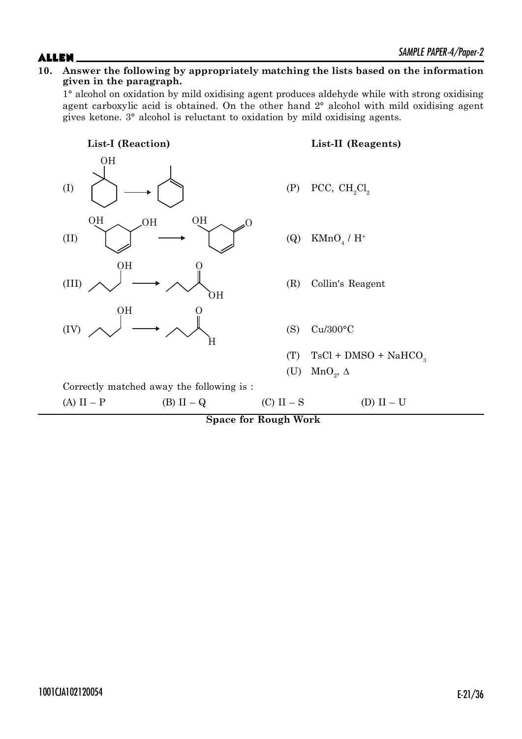**10. Answer the following by appropriately matching the lists based on the information given in the paragraph.**

1° alcohol on oxidation by mild oxidising agent produces aldehyde while with strong oxidising agent carboxylic acid is obtained. On the other hand 2° alcohol with mild oxidising agent gives ketone. 3° alcohol is reluctant to oxidation by mild oxidising agents.

| **List-I (Reaction)** | **List-II (Reagents)** |
|---|---|
| (I) 1-methylcyclohexan-1-ol ⟶ 1-methylcyclohexene | (P) PCC, $CH_2Cl_2$ |
| (II) cyclohex-4-ene-1,3-diol ⟶ 5-hydroxycyclohex-2-en-1-one | (Q) $KMnO_4$ / $H^+$ |
| (III) butan-1-ol ⟶ butanoic acid | (R) Collin's Reagent |
| (IV) butan-1-ol ⟶ butanal | (S) Cu/300°C |
| | (T) TsCl + DMSO + $NaHCO_3$ |
| | (U) $MnO_2$, Δ |

Correctly matched away the following is :

(A) II – P (B) II – Q (C) II – S (D) II – U

**Space for Rough Work**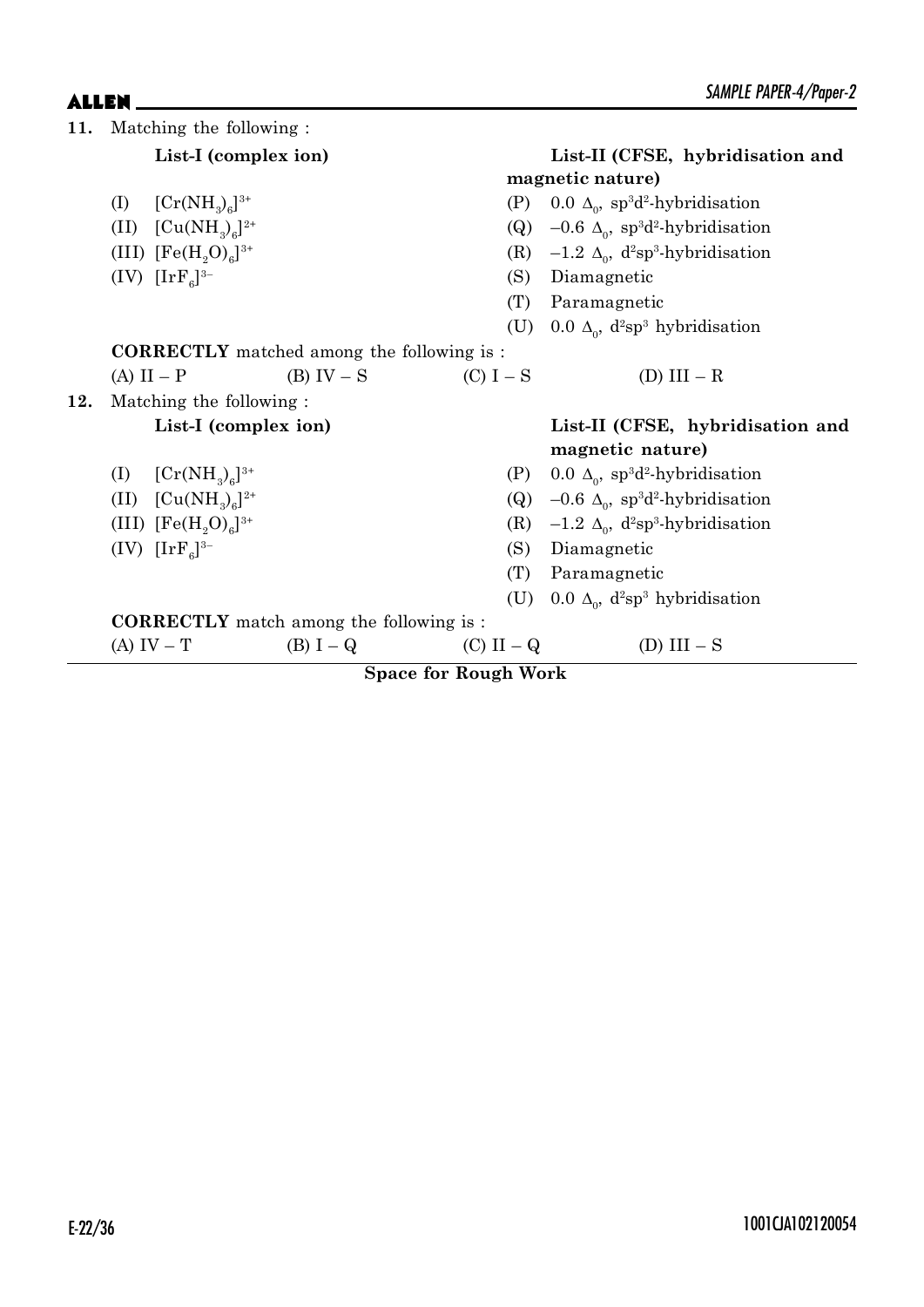**11.** Matching the following :

| List-I (complex ion) | List-II (CFSE, hybridisation and magnetic nature) |
|---|---|
| (I) $[Cr(NH_3)_6]^{3+}$ | (P) 0.0 $\Delta_0$, $sp^3d^2$-hybridisation |
| (II) $[Cu(NH_3)_6]^{2+}$ | (Q) –0.6 $\Delta_0$, $sp^3d^2$-hybridisation |
| (III) $[Fe(H_2O)_6]^{3+}$ | (R) –1.2 $\Delta_0$, $d^2sp^3$-hybridisation |
| (IV) $[IrF_6]^{3-}$ | (S) Diamagnetic |
| | (T) Paramagnetic |
| | (U) 0.0 $\Delta_0$, $d^2sp^3$ hybridisation |

**CORRECTLY** matched among the following is :

(A) II – P (B) IV – S (C) I – S (D) III – R

**12.** Matching the following :

| List-I (complex ion) | List-II (CFSE, hybridisation and magnetic nature) |
|---|---|
| (I) $[Cr(NH_3)_6]^{3+}$ | (P) 0.0 $\Delta_0$, $sp^3d^2$-hybridisation |
| (II) $[Cu(NH_3)_6]^{2+}$ | (Q) –0.6 $\Delta_0$, $sp^3d^2$-hybridisation |
| (III) $[Fe(H_2O)_6]^{3+}$ | (R) –1.2 $\Delta_0$, $d^2sp^3$-hybridisation |
| (IV) $[IrF_6]^{3-}$ | (S) Diamagnetic |
| | (T) Paramagnetic |
| | (U) 0.0 $\Delta_0$, $d^2sp^3$ hybridisation |

**CORRECTLY** match among the following is :

(A) IV – T (B) I – Q (C) II – Q (D) III – S

**Space for Rough Work**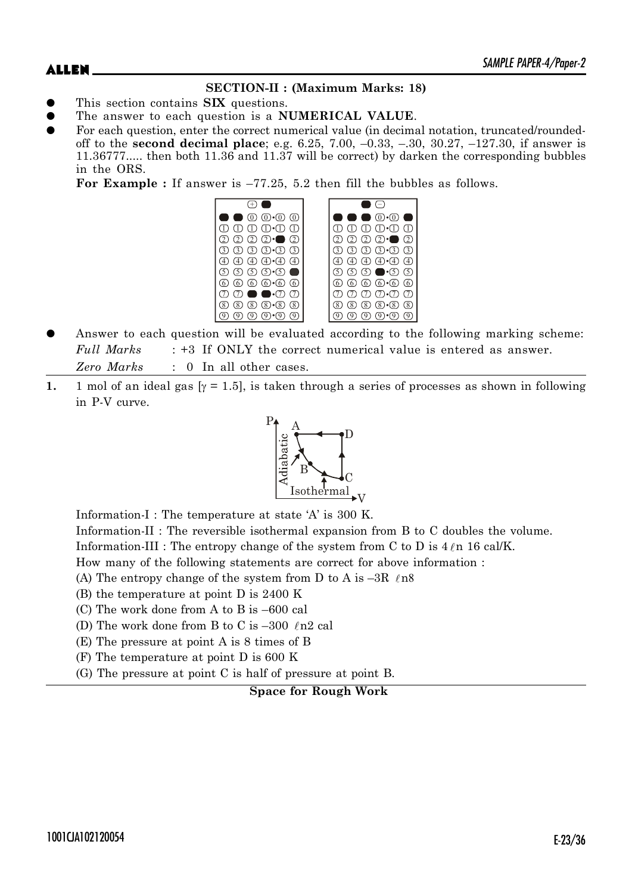**SECTION-II : (Maximum Marks: 18)**

- This section contains **SIX** questions.
- The answer to each question is a **NUMERICAL VALUE**.
- For each question, enter the correct numerical value (in decimal notation, truncated/rounded-off to the **second decimal place**; e.g. 6.25, 7.00, –0.33, –.30, 30.27, –127.30, if answer is 11.36777..... then both 11.36 and 11.37 will be correct) by darken the corresponding bubbles in the ORS.

**For Example :** If answer is –77.25, 5.2 then fill the bubbles as follows.

- Answer to each question will be evaluated according to the following marking scheme:

*Full Marks* : +3 If ONLY the correct numerical value is entered as answer.

*Zero Marks* : 0 In all other cases.

**1.** 1 mol of an ideal gas [$\gamma = 1.5$], is taken through a series of processes as shown in following in P-V curve.

Information-I : The temperature at state 'A' is 300 K.

Information-II : The reversible isothermal expansion from B to C doubles the volume.

Information-III : The entropy change of the system from C to D is $4\ \ell n\ 16$ cal/K.

How many of the following statements are correct for above information :

(A) The entropy change of the system from D to A is $-3R\ \ell n 8$

(B) the temperature at point D is 2400 K

(C) The work done from A to B is –600 cal

(D) The work done from B to C is $-300\ \ell n 2$ cal

(E) The pressure at point A is 8 times of B

(F) The temperature at point D is 600 K

(G) The pressure at point C is half of pressure at point B.

**Space for Rough Work**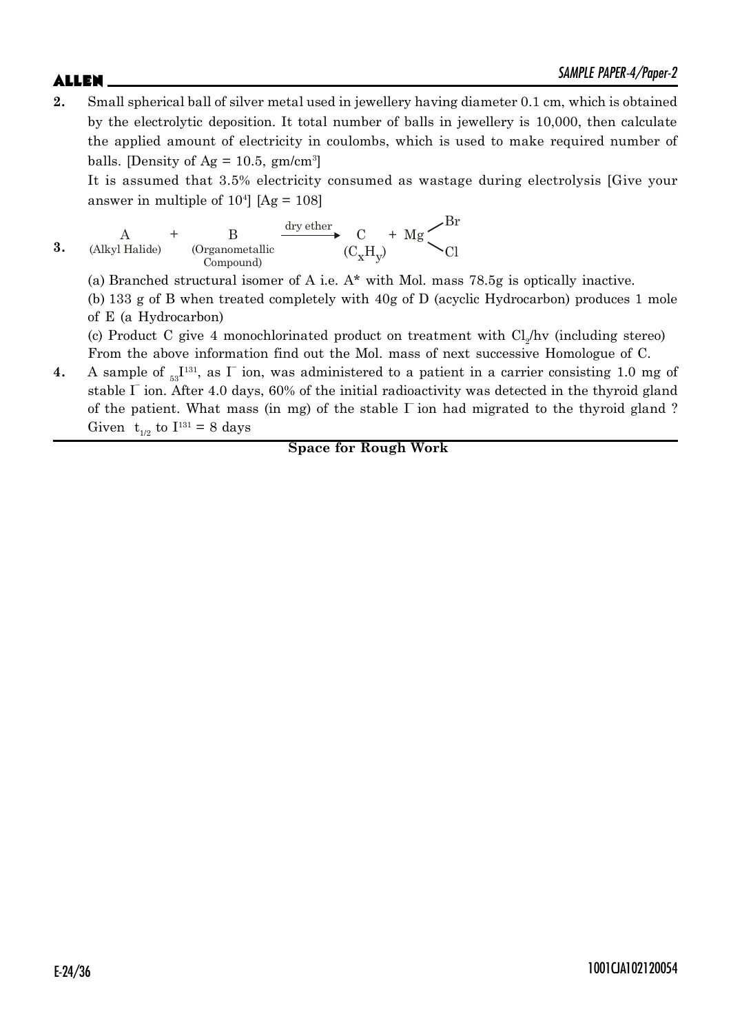**2.** Small spherical ball of silver metal used in jewellery having diameter 0.1 cm, which is obtained by the electrolytic deposition. It total number of balls in jewellery is 10,000, then calculate the applied amount of electricity in coulombs, which is used to make required number of balls. [Density of Ag = 10.5, gm/cm$^3$]

It is assumed that 3.5% electricity consumed as wastage during electrolysis [Give your answer in multiple of $10^4$] [Ag = 108]

**3.**

$$\underset{\text{(Alkyl Halide)}}{A} + \underset{\text{(Organometallic Compound)}}{B} \xrightarrow{\text{dry ether}} \underset{(C_xH_y)}{C} + Mg\begin{matrix} \diagup Br \\ \diagdown Cl \end{matrix}$$

(a) Branched structural isomer of A i.e. A* with Mol. mass 78.5g is optically inactive.

(b) 133 g of B when treated completely with 40g of D (acyclic Hydrocarbon) produces 1 mole of E (a Hydrocarbon)

(c) Product C give 4 monochlorinated product on treatment with $Cl_2$/hv (including stereo)

From the above information find out the Mol. mass of next successive Homologue of C.

**4.** A sample of $_{53}I^{131}$, as $I^-$ ion, was administered to a patient in a carrier consisting 1.0 mg of stable $I^-$ ion. After 4.0 days, 60% of the initial radioactivity was detected in the thyroid gland of the patient. What mass (in mg) of the stable $I^-$ ion had migrated to the thyroid gland ? Given $t_{1/2}$ to $I^{131}$ = 8 days

**Space for Rough Work**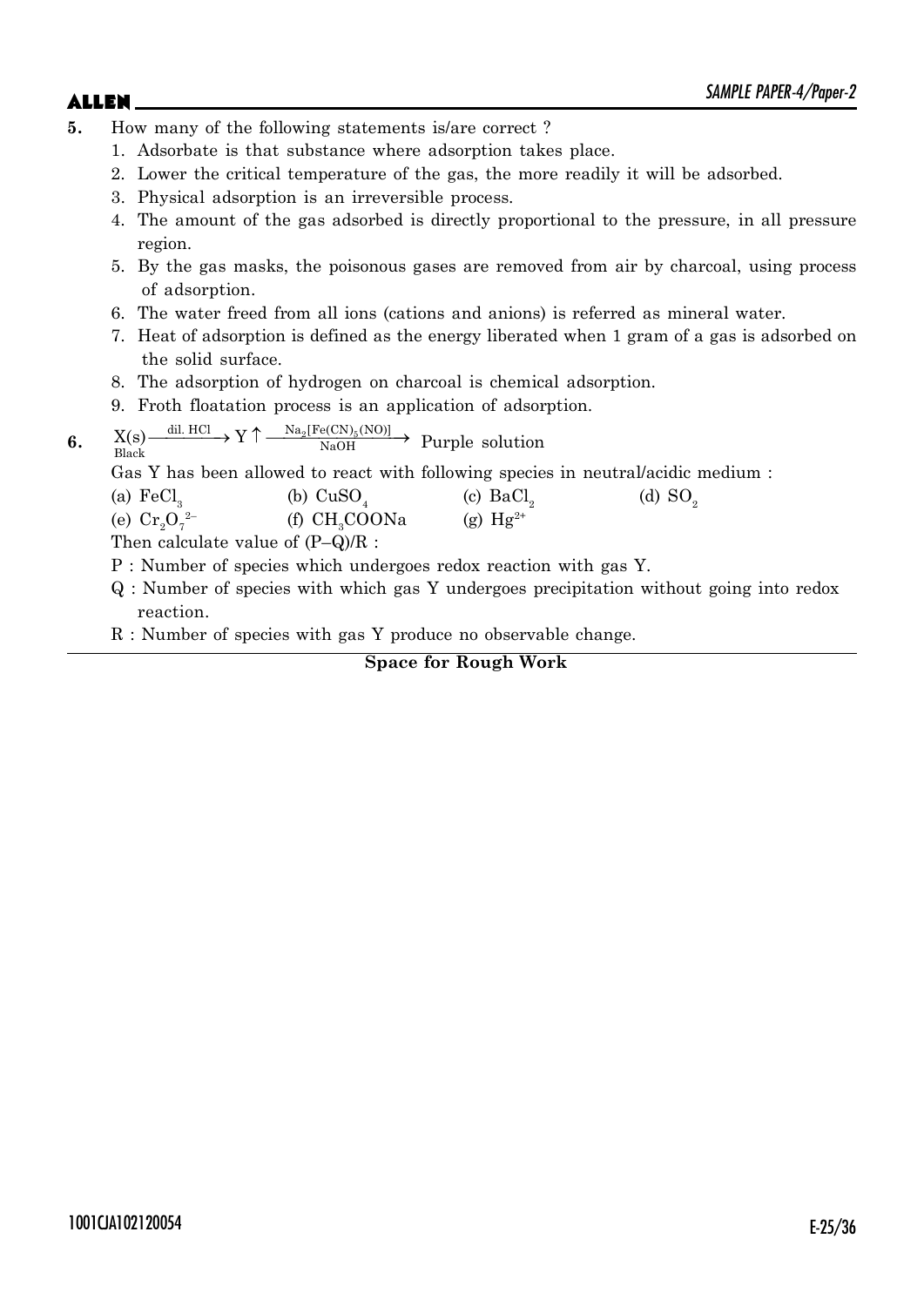**5.** How many of the following statements is/are correct ?

1. Adsorbate is that substance where adsorption takes place.
2. Lower the critical temperature of the gas, the more readily it will be adsorbed.
3. Physical adsorption is an irreversible process.
4. The amount of the gas adsorbed is directly proportional to the pressure, in all pressure region.
5. By the gas masks, the poisonous gases are removed from air by charcoal, using process of adsorption.
6. The water freed from all ions (cations and anions) is referred as mineral water.
7. Heat of adsorption is defined as the energy liberated when 1 gram of a gas is adsorbed on the solid surface.
8. The adsorption of hydrogen on charcoal is chemical adsorption.
9. Froth floatation process is an application of adsorption.

**6.** $\underset{\text{Black}}{X(s)} \xrightarrow{\text{dil. HCl}} Y\uparrow \xrightarrow[\text{NaOH}]{Na_2[Fe(CN)_5(NO)]}$ Purple solution

Gas Y has been allowed to react with following species in neutral/acidic medium :

(a) $FeCl_3$ (b) $CuSO_4$ (c) $BaCl_2$ (d) $SO_2$

(e) $Cr_2O_7^{2-}$ (f) $CH_3COONa$ (g) $Hg^{2+}$

Then calculate value of $(P-Q)/R$ :

P : Number of species which undergoes redox reaction with gas Y.

Q : Number of species with which gas Y undergoes precipitation without going into redox reaction.

R : Number of species with gas Y produce no observable change.

**Space for Rough Work**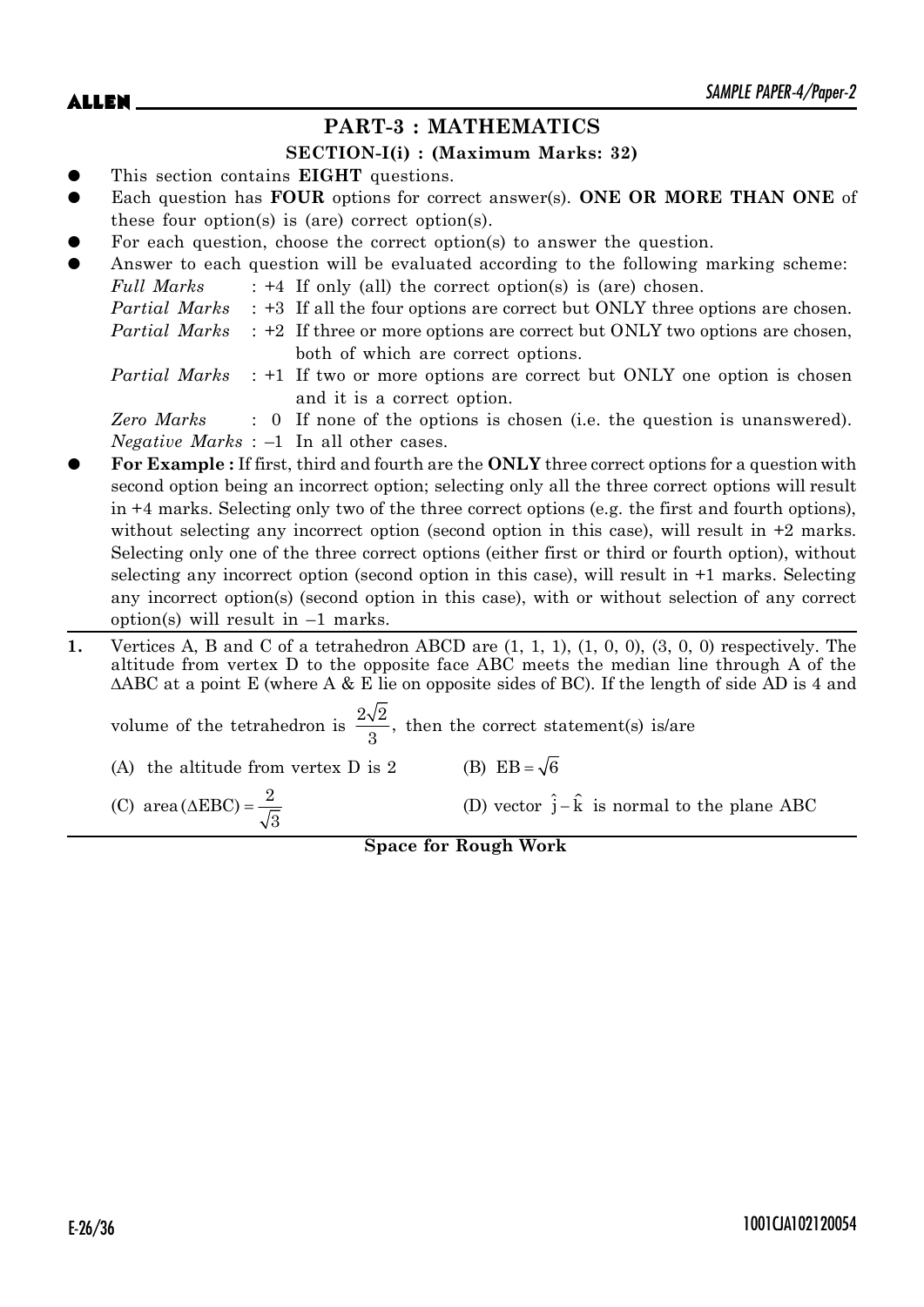## PART-3 : MATHEMATICS

### SECTION-I(i) : (Maximum Marks: 32)

- This section contains **EIGHT** questions.
- Each question has **FOUR** options for correct answer(s). **ONE OR MORE THAN ONE** of these four option(s) is (are) correct option(s).
- For each question, choose the correct option(s) to answer the question.
- Answer to each question will be evaluated according to the following marking scheme:

  *Full Marks* : +4 If only (all) the correct option(s) is (are) chosen.

  *Partial Marks* : +3 If all the four options are correct but ONLY three options are chosen.

  *Partial Marks* : +2 If three or more options are correct but ONLY two options are chosen, both of which are correct options.

  *Partial Marks* : +1 If two or more options are correct but ONLY one option is chosen and it is a correct option.

  *Zero Marks* : 0 If none of the options is chosen (i.e. the question is unanswered).

  *Negative Marks* : –1 In all other cases.
- **For Example :** If first, third and fourth are the **ONLY** three correct options for a question with second option being an incorrect option; selecting only all the three correct options will result in +4 marks. Selecting only two of the three correct options (e.g. the first and fourth options), without selecting any incorrect option (second option in this case), will result in +2 marks. Selecting only one of the three correct options (either first or third or fourth option), without selecting any incorrect option (second option in this case), will result in +1 marks. Selecting any incorrect option(s) (second option in this case), with or without selection of any correct option(s) will result in –1 marks.

**1.** Vertices A, B and C of a tetrahedron ABCD are (1, 1, 1), (1, 0, 0), (3, 0, 0) respectively. The altitude from vertex D to the opposite face ABC meets the median line through A of the $\Delta$ABC at a point E (where A & E lie on opposite sides of BC). If the length of side AD is 4 and volume of the tetrahedron is $\frac{2\sqrt{2}}{3}$, then the correct statement(s) is/are

(A) the altitude from vertex D is 2

(B) $EB = \sqrt{6}$

(C) $\text{area}(\Delta EBC) = \frac{2}{\sqrt{3}}$

(D) vector $\hat{j} - \hat{k}$ is normal to the plane ABC

**Space for Rough Work**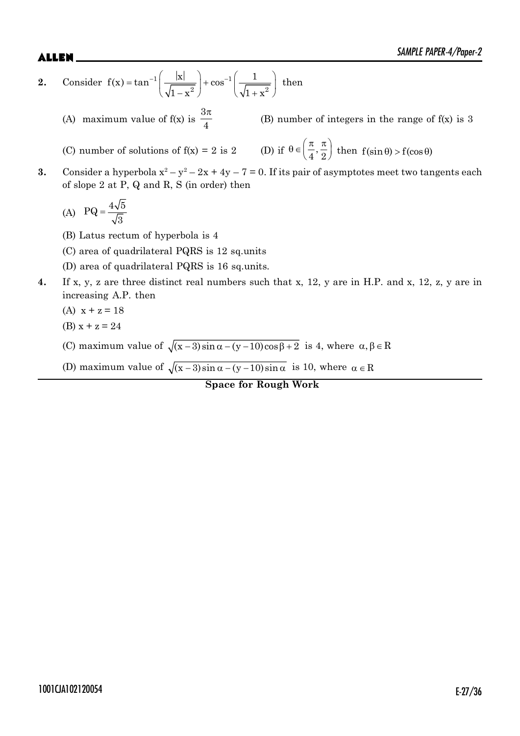**2.** Consider $f(x) = \tan^{-1}\left(\frac{|x|}{\sqrt{1-x^2}}\right) + \cos^{-1}\left(\frac{1}{\sqrt{1+x^2}}\right)$ then

(A) maximum value of f(x) is $\frac{3\pi}{4}$

(B) number of integers in the range of f(x) is 3

(C) number of solutions of f(x) = 2 is 2

(D) if $\theta \in \left(\frac{\pi}{4}, \frac{\pi}{2}\right)$ then $f(\sin\theta) > f(\cos\theta)$

**3.** Consider a hyperbola $x^2 - y^2 - 2x + 4y - 7 = 0$. If its pair of asymptotes meet two tangents each of slope 2 at P, Q and R, S (in order) then

(A) $PQ = \frac{4\sqrt{5}}{\sqrt{3}}$

(B) Latus rectum of hyperbola is 4

(C) area of quadrilateral PQRS is 12 sq.units

(D) area of quadrilateral PQRS is 16 sq.units.

**4.** If x, y, z are three distinct real numbers such that x, 12, y are in H.P. and x, 12, z, y are in increasing A.P. then

(A) $x + z = 18$

(B) $x + z = 24$

(C) maximum value of $\sqrt{(x-3)\sin\alpha - (y-10)\cos\beta + 2}$ is 4, where $\alpha, \beta \in R$

(D) maximum value of $\sqrt{(x-3)\sin\alpha - (y-10)\sin\alpha}$ is 10, where $\alpha \in R$

**Space for Rough Work**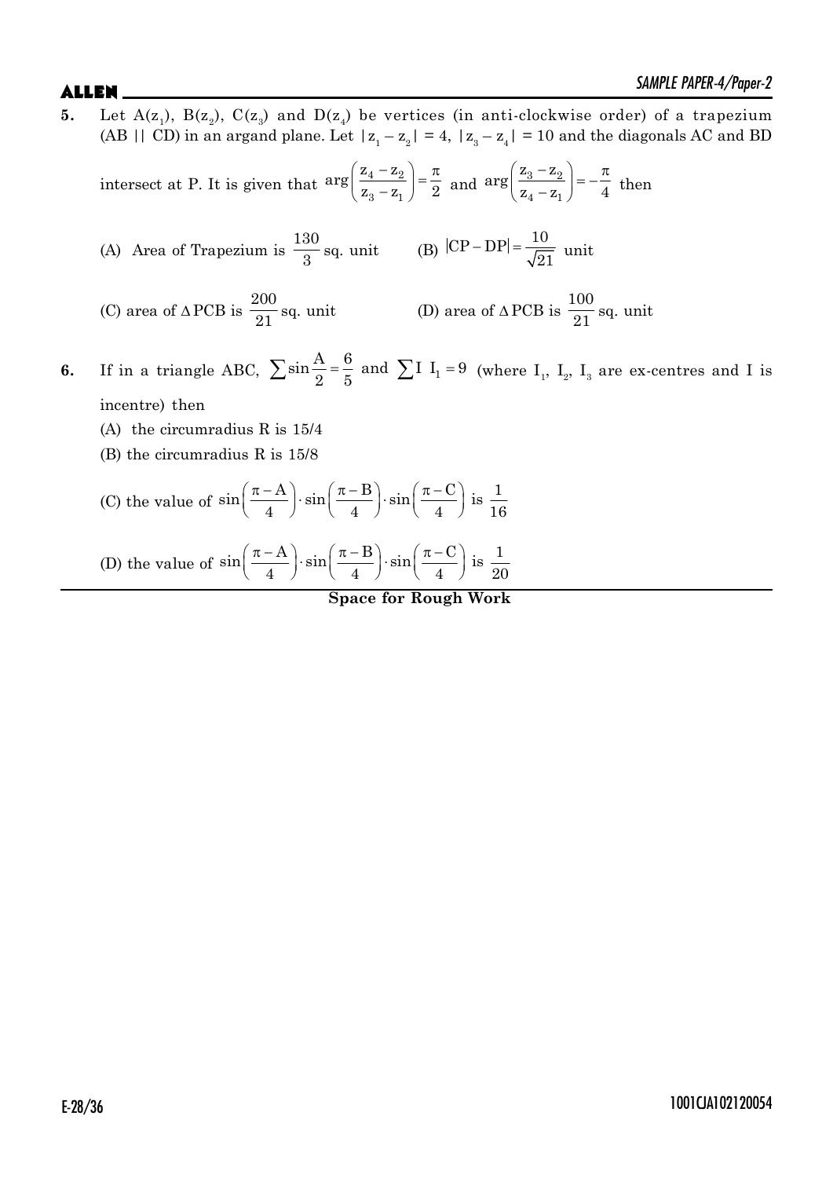**5.** Let $A(z_1)$, $B(z_2)$, $C(z_3)$ and $D(z_4)$ be vertices (in anti-clockwise order) of a trapezium ($AB \parallel CD$) in an argand plane. Let $|z_1 - z_2| = 4$, $|z_3 - z_4| = 10$ and the diagonals AC and BD intersect at P. It is given that $\arg\left(\frac{z_4 - z_2}{z_3 - z_1}\right) = \frac{\pi}{2}$ and $\arg\left(\frac{z_3 - z_2}{z_4 - z_1}\right) = -\frac{\pi}{4}$ then

(A) Area of Trapezium is $\frac{130}{3}$ sq. unit

(B) $|CP - DP| = \frac{10}{\sqrt{21}}$ unit

(C) area of $\Delta PCB$ is $\frac{200}{21}$ sq. unit

(D) area of $\Delta PCB$ is $\frac{100}{21}$ sq. unit

**6.** If in a triangle ABC, $\sum \sin\frac{A}{2} = \frac{6}{5}$ and $\sum I\ I_1 = 9$ (where $I_1$, $I_2$, $I_3$ are ex-centres and I is incentre) then

(A) the circumradius R is 15/4

(B) the circumradius R is 15/8

(C) the value of $\sin\left(\frac{\pi - A}{4}\right) \cdot \sin\left(\frac{\pi - B}{4}\right) \cdot \sin\left(\frac{\pi - C}{4}\right)$ is $\frac{1}{16}$

(D) the value of $\sin\left(\frac{\pi - A}{4}\right) \cdot \sin\left(\frac{\pi - B}{4}\right) \cdot \sin\left(\frac{\pi - C}{4}\right)$ is $\frac{1}{20}$

**Space for Rough Work**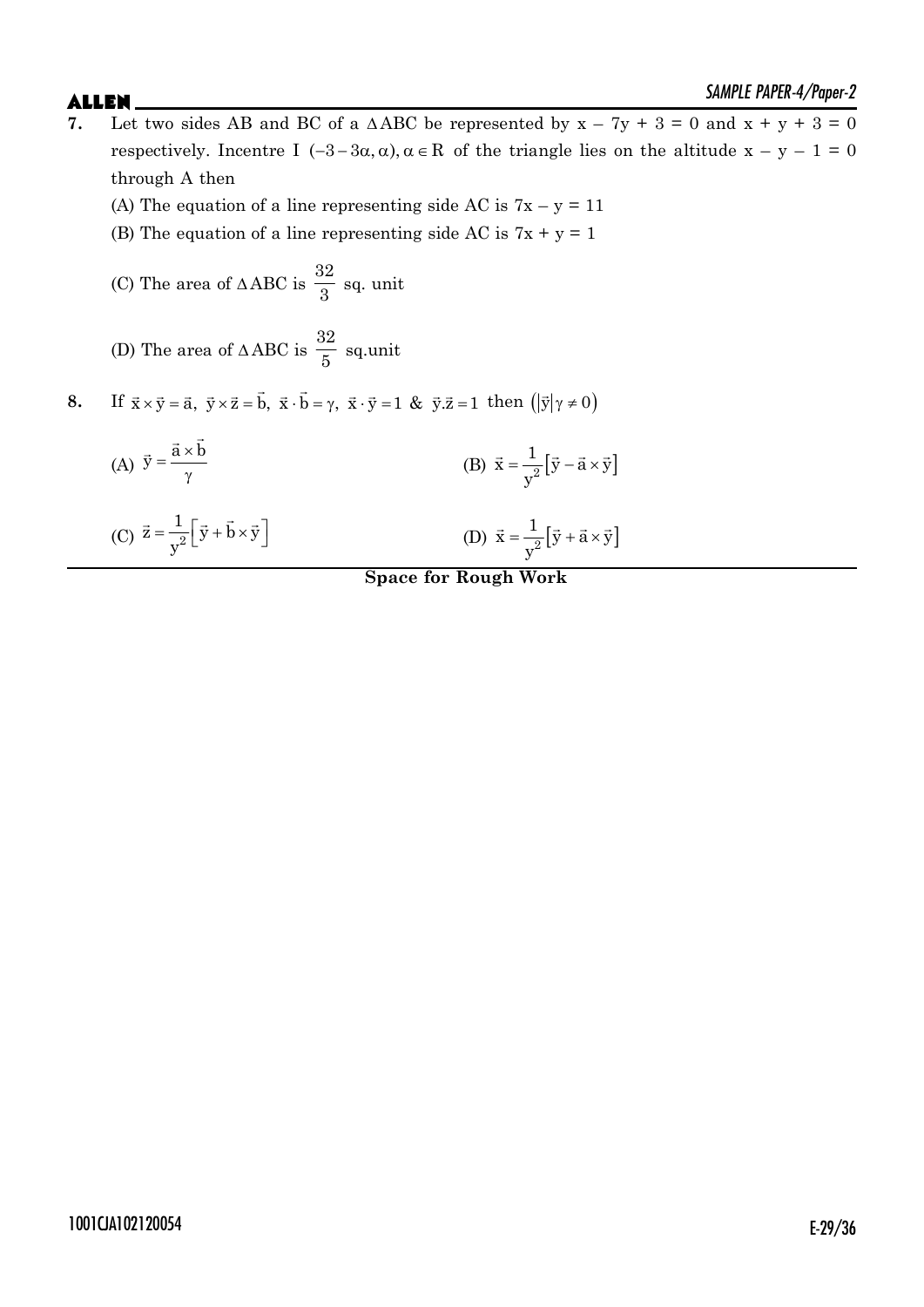**7.** Let two sides AB and BC of a $\Delta ABC$ be represented by $x - 7y + 3 = 0$ and $x + y + 3 = 0$ respectively. Incentre I $(-3-3\alpha, \alpha), \alpha \in R$ of the triangle lies on the altitude $x - y - 1 = 0$ through A then

(A) The equation of a line representing side AC is $7x - y = 11$

(B) The equation of a line representing side AC is $7x + y = 1$

(C) The area of $\Delta ABC$ is $\frac{32}{3}$ sq. unit

(D) The area of $\Delta ABC$ is $\frac{32}{5}$ sq.unit

**8.** If $\vec{x} \times \vec{y} = \vec{a},\ \vec{y} \times \vec{z} = \vec{b},\ \vec{x} \cdot \vec{b} = \gamma,\ \vec{x} \cdot \vec{y} = 1\ \&\ \vec{y}.\vec{z} = 1$ then $\left(|\vec{y}|\gamma \neq 0\right)$

(A) $\vec{y} = \frac{\vec{a} \times \vec{b}}{\gamma}$

(B) $\vec{x} = \frac{1}{y^2}\left[\vec{y} - \vec{a} \times \vec{y}\right]$

(C) $\vec{z} = \frac{1}{y^2}\left[\vec{y} + \vec{b} \times \vec{y}\right]$

(D) $\vec{x} = \frac{1}{y^2}\left[\vec{y} + \vec{a} \times \vec{y}\right]$

**Space for Rough Work**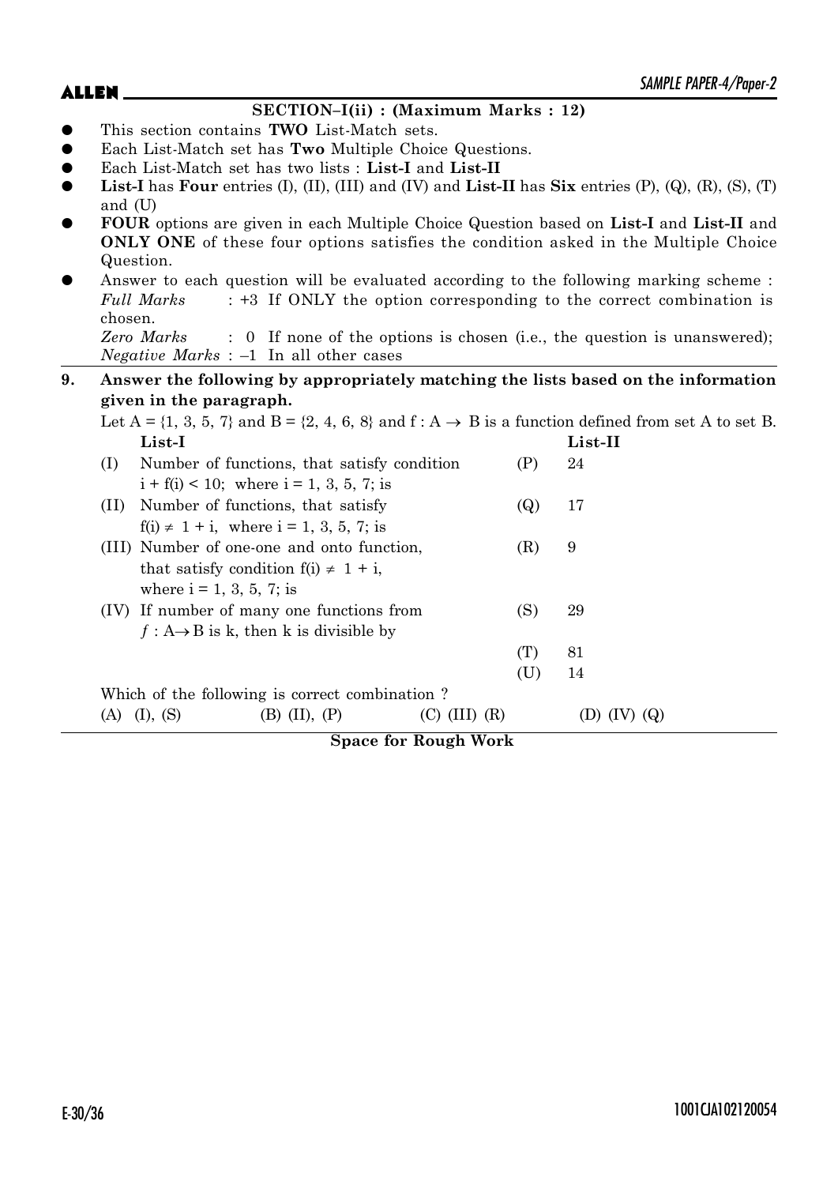## SECTION–I(ii) : (Maximum Marks : 12)

- This section contains **TWO** List-Match sets.
- Each List-Match set has **Two** Multiple Choice Questions.
- Each List-Match set has two lists : **List-I** and **List-II**
- **List-I** has **Four** entries (I), (II), (III) and (IV) and **List-II** has **Six** entries (P), (Q), (R), (S), (T) and (U)
- **FOUR** options are given in each Multiple Choice Question based on **List-I** and **List-II** and **ONLY ONE** of these four options satisfies the condition asked in the Multiple Choice Question.
- Answer to each question will be evaluated according to the following marking scheme :
  *Full Marks* : +3 If ONLY the option corresponding to the correct combination is chosen.
  *Zero Marks* : 0 If none of the options is chosen (i.e., the question is unanswered);
  *Negative Marks* : –1 In all other cases

**9. Answer the following by appropriately matching the lists based on the information given in the paragraph.**

Let A = {1, 3, 5, 7} and B = {2, 4, 6, 8} and $f : A \to B$ is a function defined from set A to set B.

| | **List-I** | | **List-II** |
|---|---|---|---|
| (I) | Number of functions, that satisfy condition $i + f(i) < 10$; where i = 1, 3, 5, 7; is | (P) | 24 |
| (II) | Number of functions, that satisfy $f(i) \neq 1 + i$, where i = 1, 3, 5, 7; is | (Q) | 17 |
| (III) | Number of one-one and onto function, that satisfy condition $f(i) \neq 1 + i$, where i = 1, 3, 5, 7; is | (R) | 9 |
| (IV) | If number of many one functions from $f : A \to B$ is k, then k is divisible by | (S) | 29 |
| | | (T) | 81 |
| | | (U) | 14 |

Which of the following is correct combination ?

(A) (I), (S) (B) (II), (P) (C) (III) (R) (D) (IV) (Q)

**Space for Rough Work**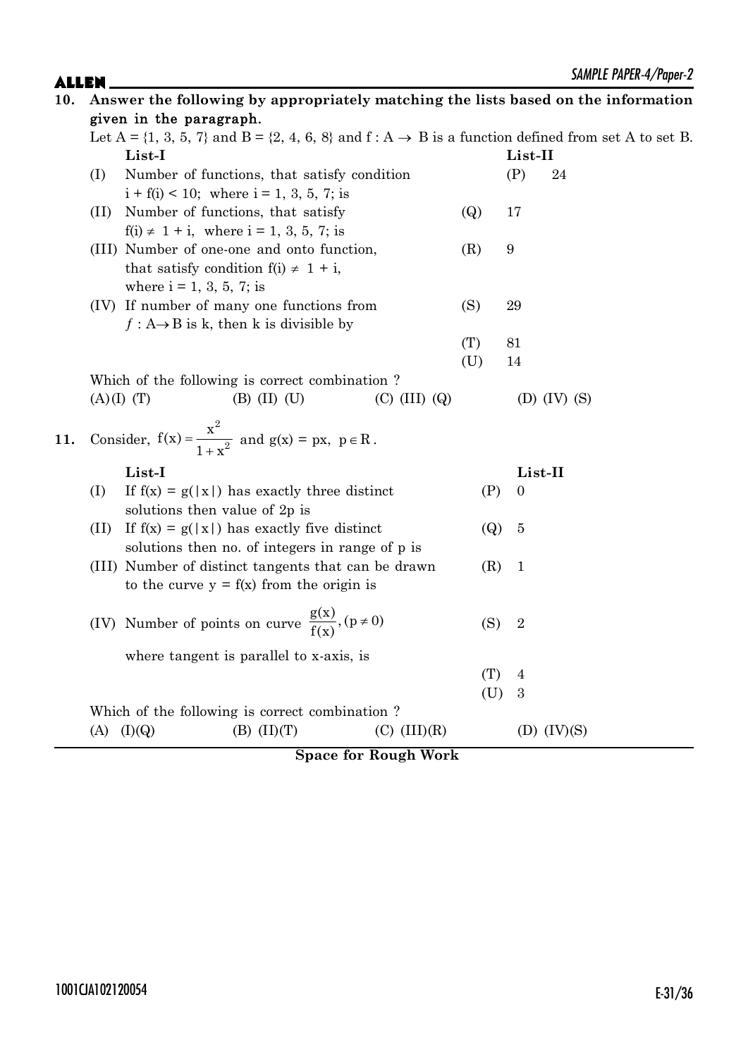**10. Answer the following by appropriately matching the lists based on the information given in the paragraph.**

Let $A = \{1, 3, 5, 7\}$ and $B = \{2, 4, 6, 8\}$ and $f : A \rightarrow B$ is a function defined from set A to set B.

| | List-I | | List-II |
|---|---|---|---|
| (I) | Number of functions, that satisfy condition $i + f(i) < 10$; where $i = 1, 3, 5, 7$; is | (P) | 24 |
| (II) | Number of functions, that satisfy $f(i) \neq 1 + i$, where $i = 1, 3, 5, 7$; is | (Q) | 17 |
| (III) | Number of one-one and onto function, that satisfy condition $f(i) \neq 1 + i$, where $i = 1, 3, 5, 7$; is | (R) | 9 |
| (IV) | If number of many one functions from $f : A \rightarrow B$ is k, then k is divisible by | (S) | 29 |
| | | (T) | 81 |
| | | (U) | 14 |

Which of the following is correct combination ?

(A) (I) (T) (B) (II) (U) (C) (III) (Q) (D) (IV) (S)

**11.** Consider, $f(x) = \dfrac{x^2}{1+x^2}$ and $g(x) = px$, $p \in R$.

| | List-I | | List-II |
|---|---|---|---|
| (I) | If $f(x) = g(\lvert x \rvert)$ has exactly three distinct solutions then value of 2p is | (P) | 0 |
| (II) | If $f(x) = g(\lvert x \rvert)$ has exactly five distinct solutions then no. of integers in range of p is | (Q) | 5 |
| (III) | Number of distinct tangents that can be drawn to the curve $y = f(x)$ from the origin is | (R) | 1 |
| (IV) | Number of points on curve $\dfrac{g(x)}{f(x)}, (p \neq 0)$ where tangent is parallel to x-axis, is | (S) | 2 |
| | | (T) | 4 |
| | | (U) | 3 |

Which of the following is correct combination ?

(A) (I)(Q) (B) (II)(T) (C) (III)(R) (D) (IV)(S)

**Space for Rough Work**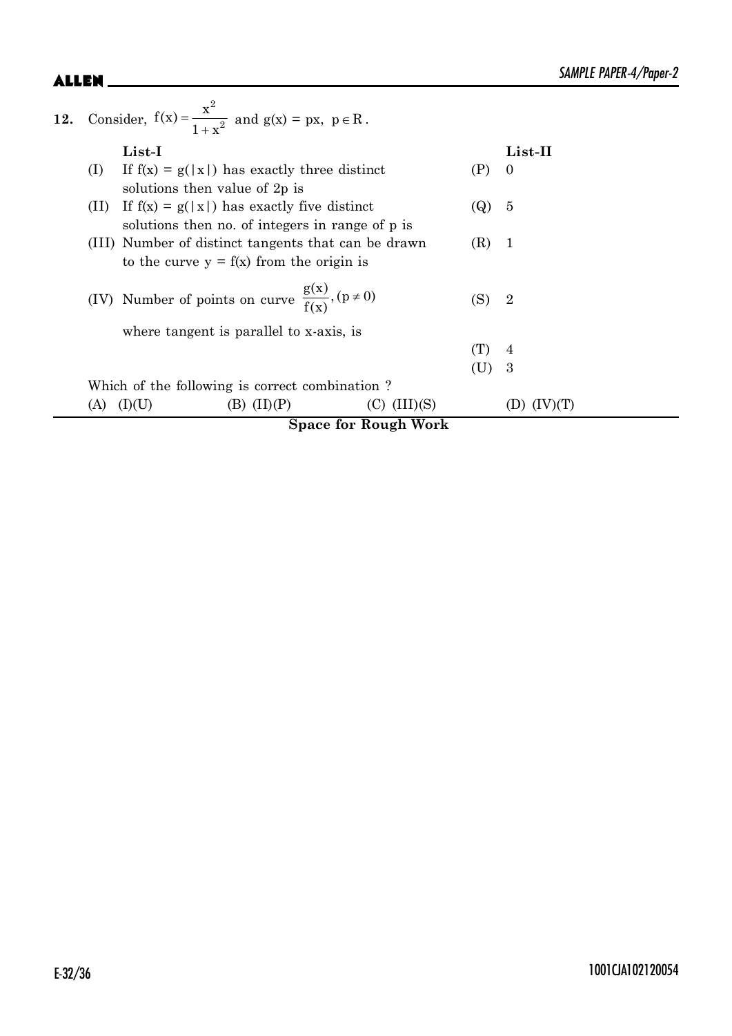**12.** Consider, $f(x) = \dfrac{x^2}{1+x^2}$ and $g(x) = px,\ p \in R$.

| | List-I | | List-II |
|---|---|---|---|
| (I) | If $f(x) = g(\|x\|)$ has exactly three distinct solutions then value of $2p$ is | (P) | 0 |
| (II) | If $f(x) = g(\|x\|)$ has exactly five distinct solutions then no. of integers in range of p is | (Q) | 5 |
| (III) | Number of distinct tangents that can be drawn to the curve $y = f(x)$ from the origin is | (R) | 1 |
| (IV) | Number of points on curve $\dfrac{g(x)}{f(x)}, (p \neq 0)$ where tangent is parallel to x-axis, is | (S) | 2 |
| | | (T) | 4 |
| | | (U) | 3 |

Which of the following is correct combination ?

(A) (I)(U) (B) (II)(P) (C) (III)(S) (D) (IV)(T)

**Space for Rough Work**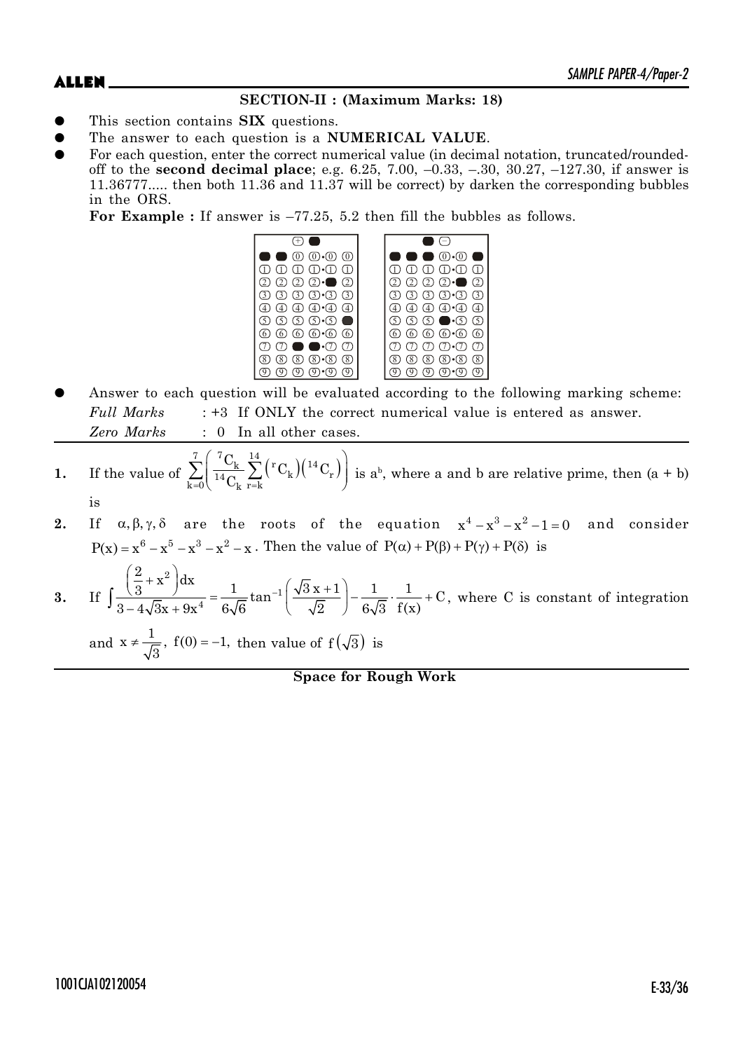## SECTION-II : (Maximum Marks: 18)

- This section contains **SIX** questions.
- The answer to each question is a **NUMERICAL VALUE**.
- For each question, enter the correct numerical value (in decimal notation, truncated/rounded-off to the **second decimal place**; e.g. 6.25, 7.00, –0.33, –.30, 30.27, –127.30, if answer is 11.36777..... then both 11.36 and 11.37 will be correct) by darken the corresponding bubbles in the ORS.

  **For Example :** If answer is –77.25, 5.2 then fill the bubbles as follows.

- Answer to each question will be evaluated according to the following marking scheme:

  *Full Marks* : +3 If ONLY the correct numerical value is entered as answer.

  *Zero Marks* : 0 In all other cases.

---

**1.** If the value of $\sum_{k=0}^{7}\left(\frac{{}^{7}C_{k}}{{}^{14}C_{k}}\sum_{r=k}^{14}\left({}^{r}C_{k}\right)\left({}^{14}C_{r}\right)\right)$ is $a^b$, where a and b are relative prime, then (a + b) is

**2.** If $\alpha, \beta, \gamma, \delta$ are the roots of the equation $x^4 - x^3 - x^2 - 1 = 0$ and consider $P(x) = x^6 - x^5 - x^3 - x^2 - x$. Then the value of $P(\alpha) + P(\beta) + P(\gamma) + P(\delta)$ is

**3.** If $\int \frac{\left(\frac{2}{3} + x^2\right)dx}{3 - 4\sqrt{3}x + 9x^4} = \frac{1}{6\sqrt{6}}\tan^{-1}\left(\frac{\sqrt{3}\,x + 1}{\sqrt{2}}\right) - \frac{1}{6\sqrt{3}} \cdot \frac{1}{f(x)} + C$, where C is constant of integration and $x \neq \frac{1}{\sqrt{3}}$, $f(0) = -1$, then value of $f\left(\sqrt{3}\right)$ is

**Space for Rough Work**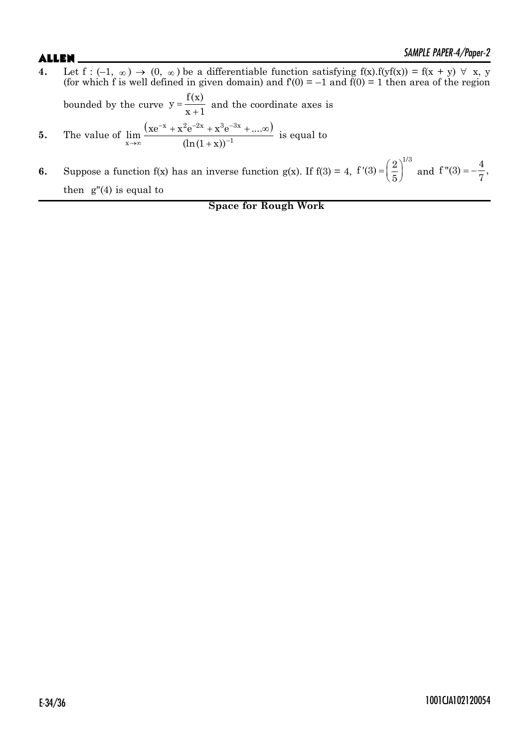**4.** Let $f : (-1, \infty) \rightarrow (0, \infty)$ be a differentiable function satisfying $f(x).f(yf(x)) = f(x + y) \ \forall \ x, y$ (for which f is well defined in given domain) and $f'(0) = -1$ and $f(0) = 1$ then area of the region bounded by the curve $y = \dfrac{f(x)}{x+1}$ and the coordinate axes is

**5.** The value of $\lim\limits_{x \to \infty} \dfrac{\left(xe^{-x} + x^2e^{-2x} + x^3e^{-3x} + ....\infty\right)}{(\ln(1+x))^{-1}}$ is equal to

**6.** Suppose a function f(x) has an inverse function g(x). If $f(3) = 4$, $f'(3) = \left(\dfrac{2}{5}\right)^{1/3}$ and $f''(3) = -\dfrac{4}{7}$, then $g''(4)$ is equal to

**Space for Rough Work**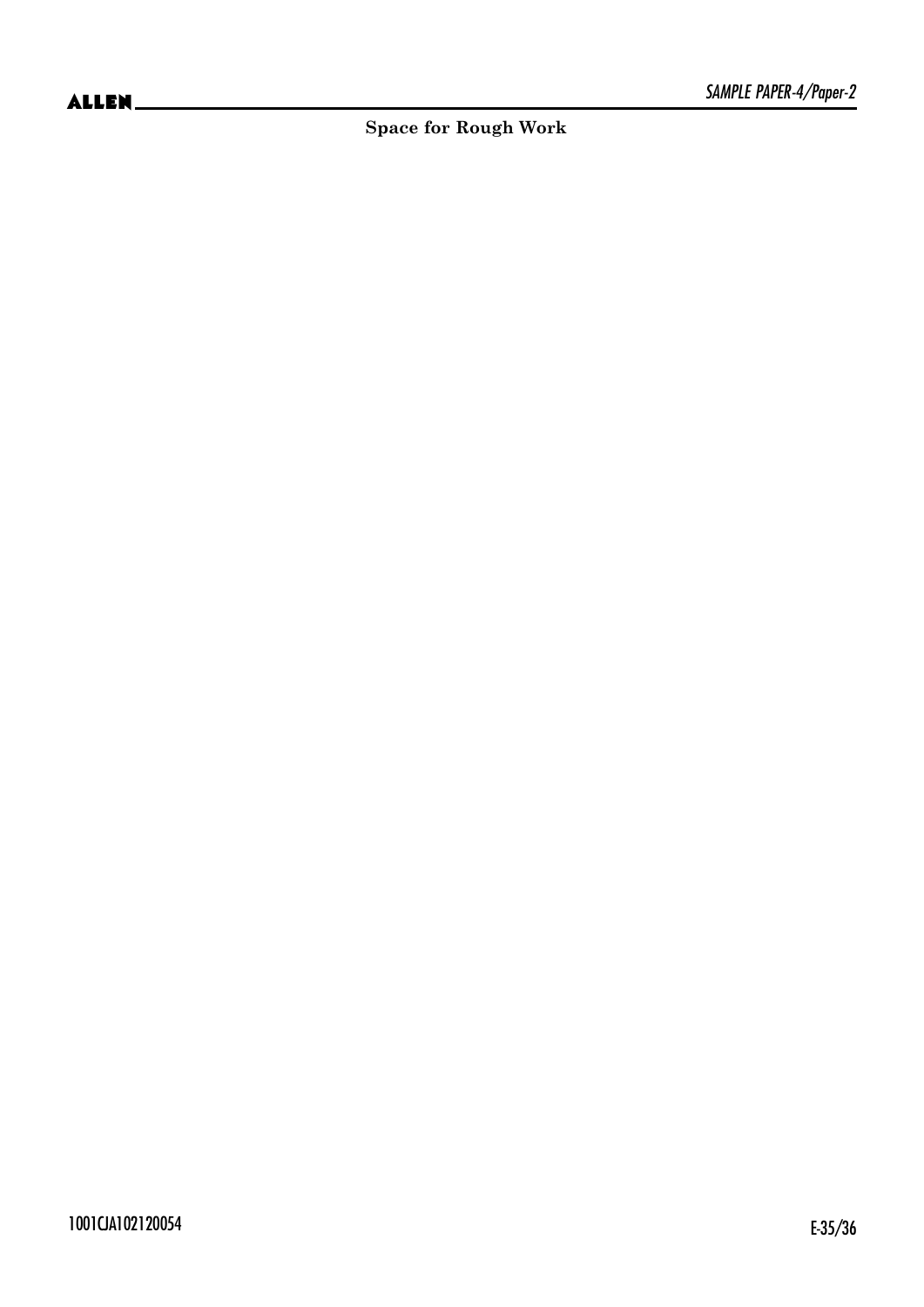**Space for Rough Work**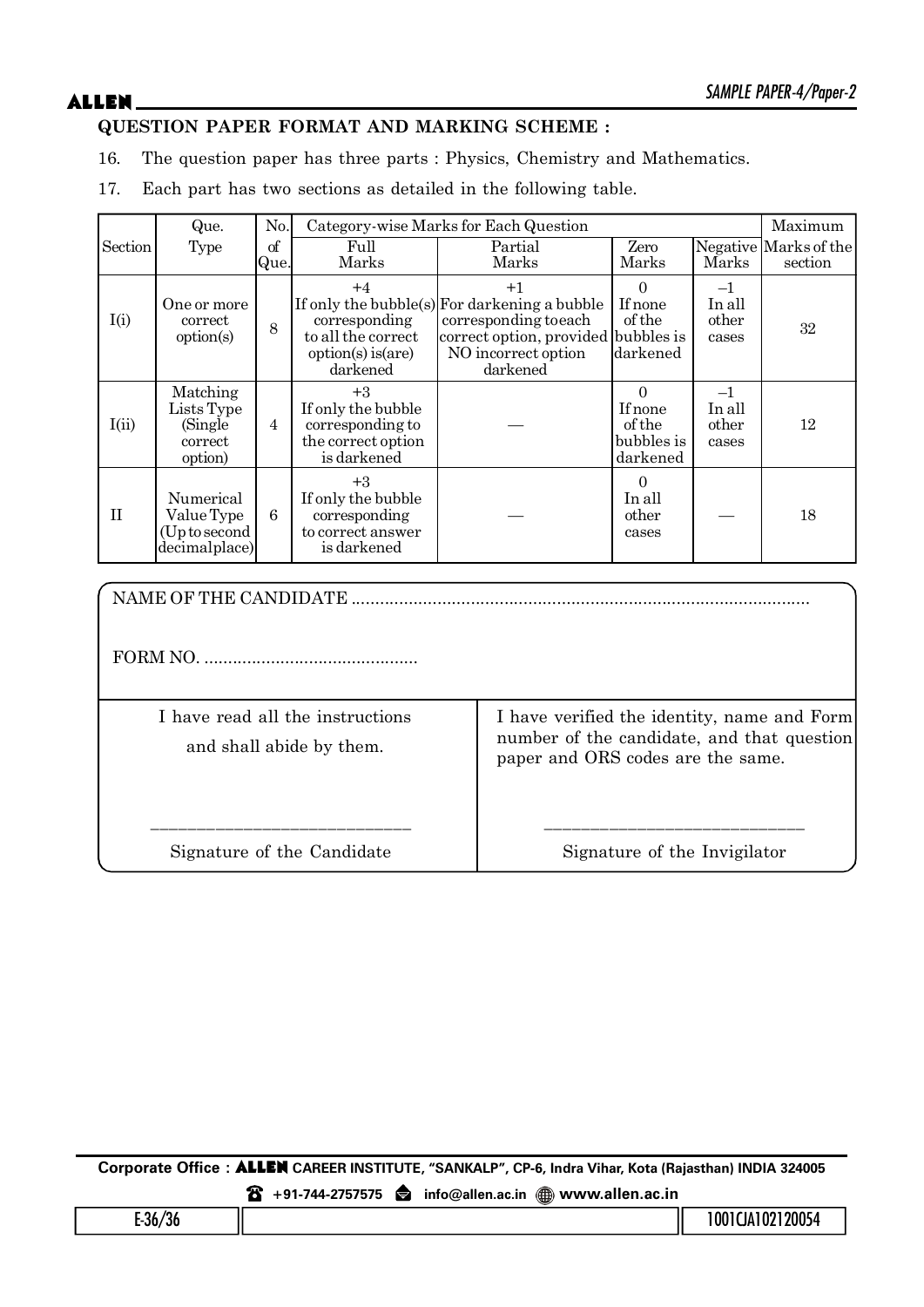**QUESTION PAPER FORMAT AND MARKING SCHEME :**

16. The question paper has three parts : Physics, Chemistry and Mathematics.

17. Each part has two sections as detailed in the following table.

| Section | Que. Type | No. of Que. | Category-wise Marks for Each Question: Full Marks | Partial Marks | Zero Marks | Negative Marks | Maximum Marks of the section |
|---|---|---|---|---|---|---|---|
| I(i) | One or more correct option(s) | 8 | +4 If only the bubble(s) corresponding to all the correct option(s) is(are) darkened | +1 For darkening a bubble corresponding to each correct option, provided NO incorrect option darkened | 0 If none of the bubbles is darkened | –1 In all other cases | 32 |
| I(ii) | Matching Lists Type (Single correct option) | 4 | +3 If only the bubble corresponding to the correct option is darkened | — | 0 If none of the bubbles is darkened | –1 In all other cases | 12 |
| II | Numerical Value Type (Up to second decimal place) | 6 | +3 If only the bubble corresponding to correct answer is darkened | — | 0 In all other cases | — | 18 |

NAME OF THE CANDIDATE ..............................................................................................

FORM NO. .............................................

| I have read all the instructions and shall abide by them. | I have verified the identity, name and Form number of the candidate, and that question paper and ORS codes are the same. |
|---|---|
| ____________________________ | ____________________________ |
| Signature of the Candidate | Signature of the Invigilator |

Corporate Office : ALLEN CAREER INSTITUTE, "SANKALP", CP-6, Indra Vihar, Kota (Rajasthan) INDIA 324005

+91-744-2757575 info@allen.ac.in www.allen.ac.in

1001CJA102120054